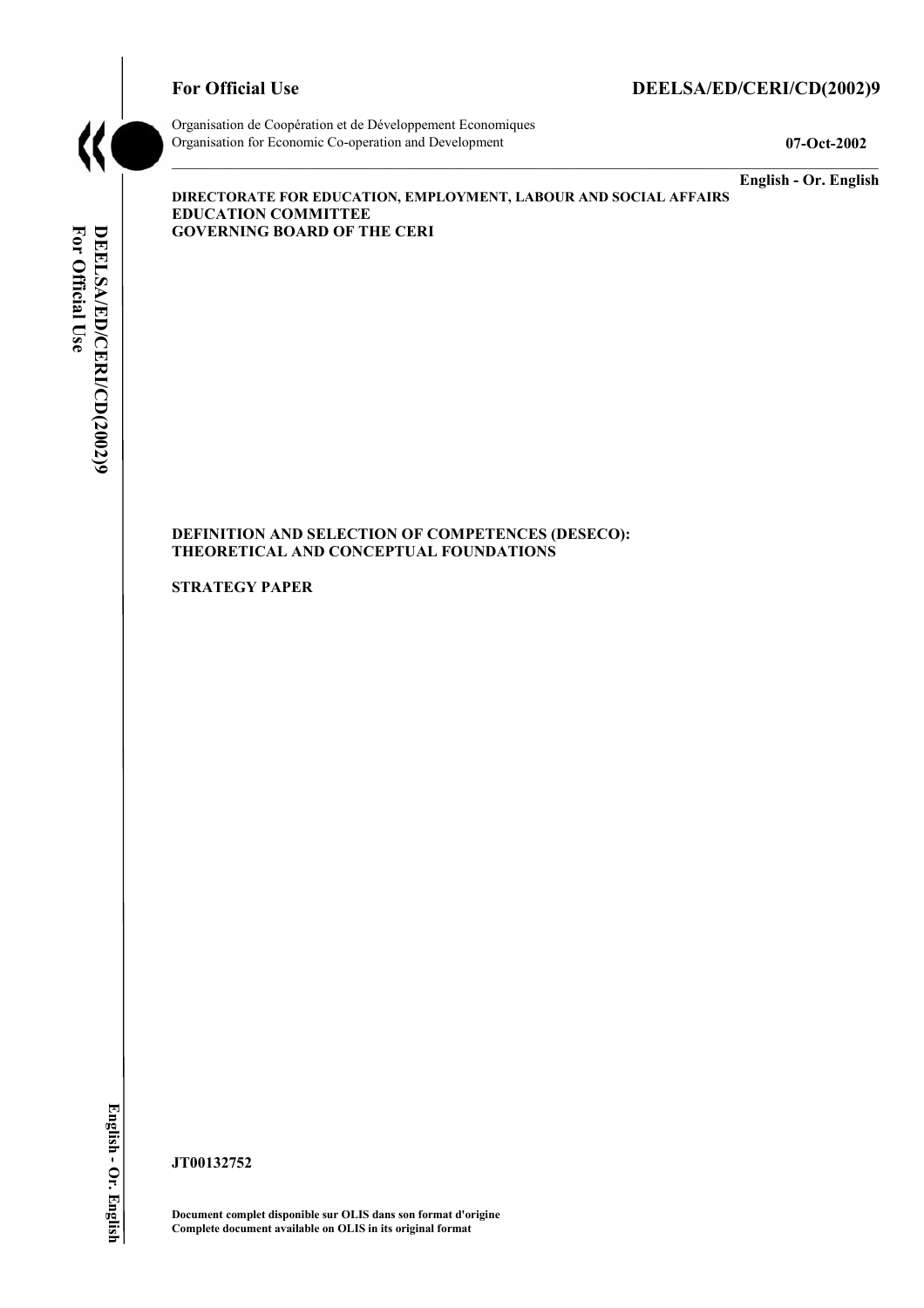**For Official Use** **DEELSA/ED/CERI/CD(2002)9**

Organisation de Coopération et de Développement Economiques
Organisation for Economic Co-operation and Development **07-Oct-2002**

**English - Or. English**

**DIRECTORATE FOR EDUCATION, EMPLOYMENT, LABOUR AND SOCIAL AFFAIRS**
**EDUCATION COMMITTEE**
**GOVERNING BOARD OF THE CERI**

# DEFINITION AND SELECTION OF COMPETENCES (DESECO): THEORETICAL AND CONCEPTUAL FOUNDATIONS

**STRATEGY PAPER**

**JT00132752**

**Document complet disponible sur OLIS dans son format d'origine**
**Complete document available on OLIS in its original format**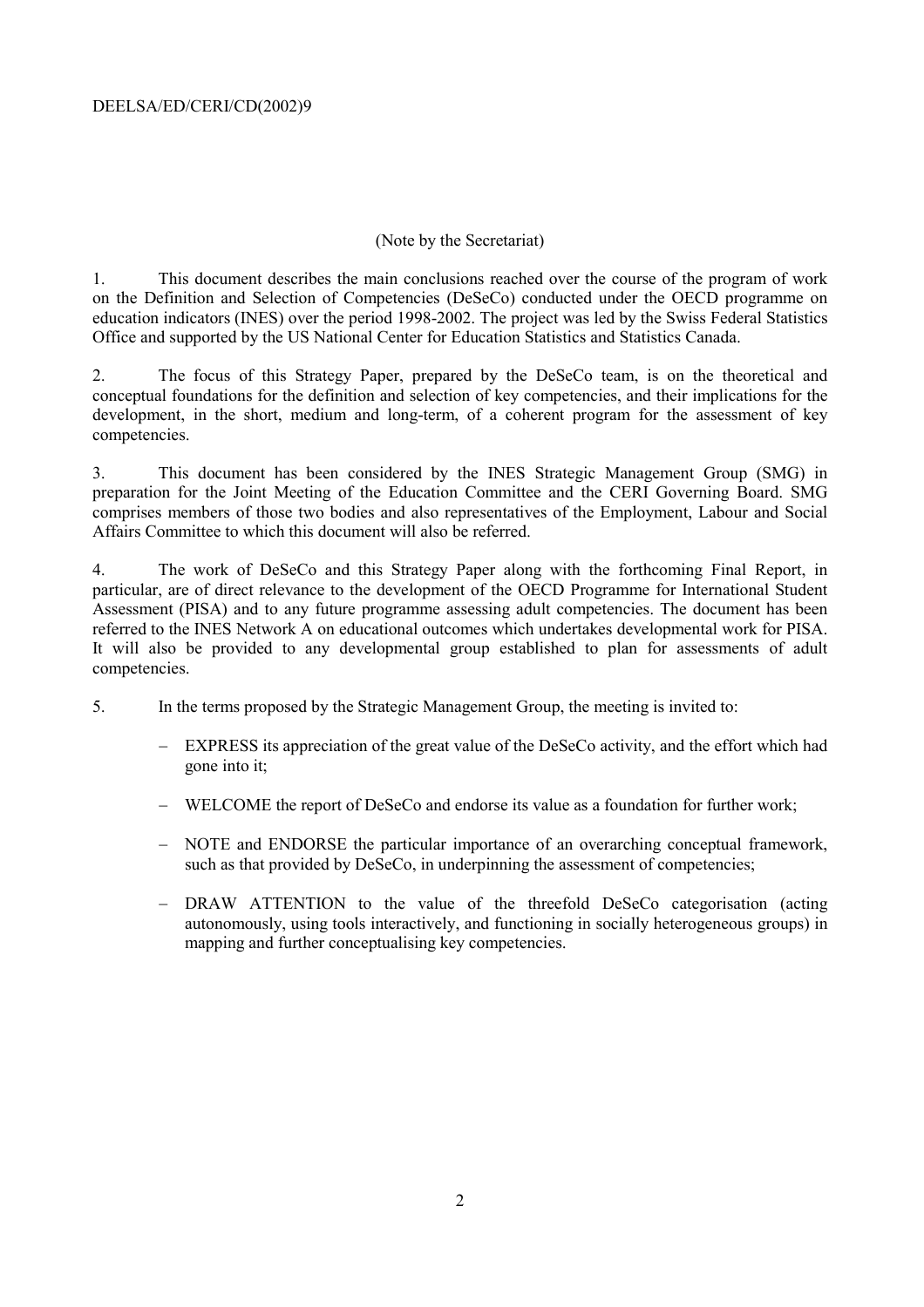(Note by the Secretariat)

1. This document describes the main conclusions reached over the course of the program of work on the Definition and Selection of Competencies (DeSeCo) conducted under the OECD programme on education indicators (INES) over the period 1998-2002. The project was led by the Swiss Federal Statistics Office and supported by the US National Center for Education Statistics and Statistics Canada.

2. The focus of this Strategy Paper, prepared by the DeSeCo team, is on the theoretical and conceptual foundations for the definition and selection of key competencies, and their implications for the development, in the short, medium and long-term, of a coherent program for the assessment of key competencies.

3. This document has been considered by the INES Strategic Management Group (SMG) in preparation for the Joint Meeting of the Education Committee and the CERI Governing Board. SMG comprises members of those two bodies and also representatives of the Employment, Labour and Social Affairs Committee to which this document will also be referred.

4. The work of DeSeCo and this Strategy Paper along with the forthcoming Final Report, in particular, are of direct relevance to the development of the OECD Programme for International Student Assessment (PISA) and to any future programme assessing adult competencies. The document has been referred to the INES Network A on educational outcomes which undertakes developmental work for PISA. It will also be provided to any developmental group established to plan for assessments of adult competencies.

5. In the terms proposed by the Strategic Management Group, the meeting is invited to:

- EXPRESS its appreciation of the great value of the DeSeCo activity, and the effort which had gone into it;
- WELCOME the report of DeSeCo and endorse its value as a foundation for further work;
- NOTE and ENDORSE the particular importance of an overarching conceptual framework, such as that provided by DeSeCo, in underpinning the assessment of competencies;
- DRAW ATTENTION to the value of the threefold DeSeCo categorisation (acting autonomously, using tools interactively, and functioning in socially heterogeneous groups) in mapping and further conceptualising key competencies.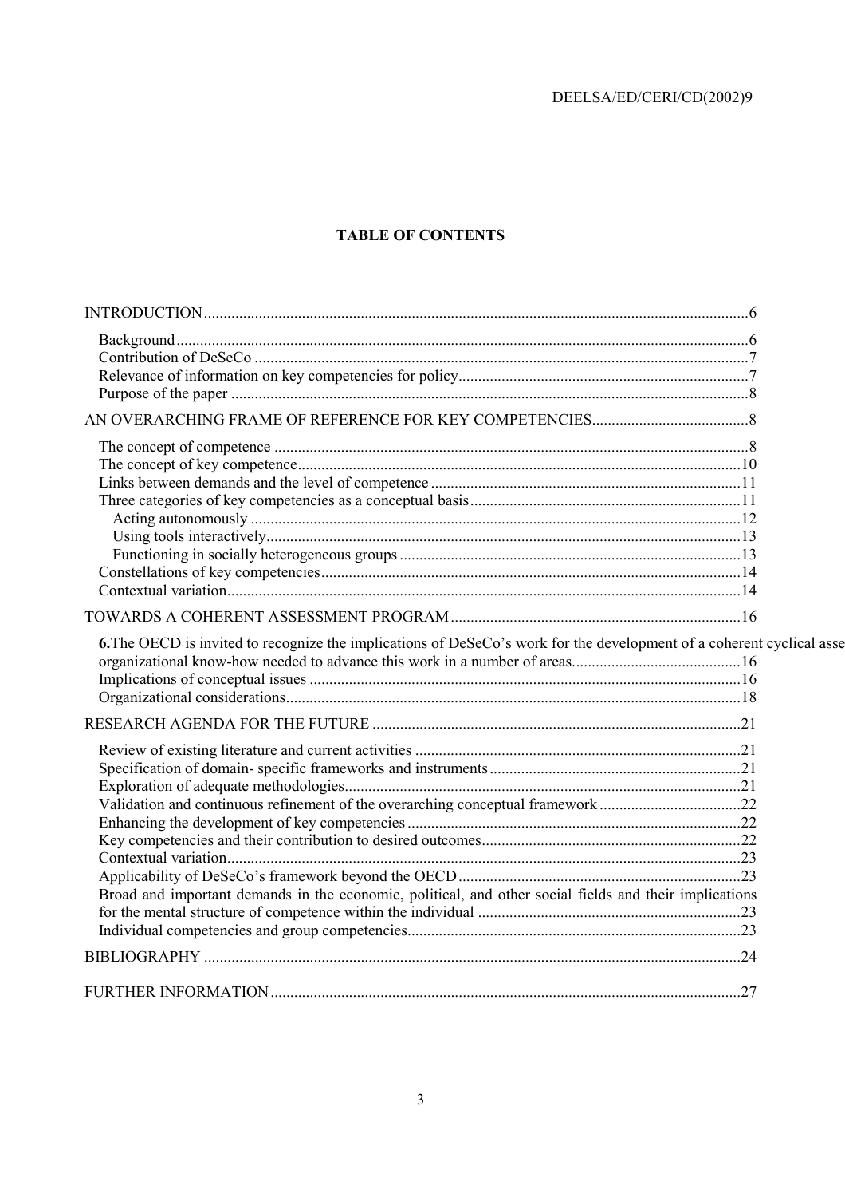**TABLE OF CONTENTS**

INTRODUCTION....................................................................................................................................6

- Background..........................................................................................................................................6
- Contribution of DeSeCo ......................................................................................................................7
- Relevance of information on key competencies for policy...................................................................7
- Purpose of the paper ............................................................................................................................8

AN OVERARCHING FRAME OF REFERENCE FOR KEY COMPETENCIES........................................8

- The concept of competence ..................................................................................................................8
- The concept of key competence..........................................................................................................10
- Links between demands and the level of competence ........................................................................11
- Three categories of key competencies as a conceptual basis..............................................................11
  - Acting autonomously ......................................................................................................................12
  - Using tools interactively..................................................................................................................13
  - Functioning in socially heterogeneous groups ................................................................................13
- Constellations of key competencies....................................................................................................14
- Contextual variation...........................................................................................................................14

TOWARDS A COHERENT ASSESSMENT PROGRAM.........................................................................16

- **6.**The OECD is invited to recognize the implications of DeSeCo's work for the development of a coherent cyclical asse organizational know-how needed to advance this work in a number of areas...........................................16
- Implications of conceptual issues ......................................................................................................16
- Organizational considerations............................................................................................................18

RESEARCH AGENDA FOR THE FUTURE .............................................................................................21

- Review of existing literature and current activities ............................................................................21
- Specification of domain- specific frameworks and instruments..........................................................21
- Exploration of adequate methodologies..............................................................................................21
- Validation and continuous refinement of the overarching conceptual framework ..............................22
- Enhancing the development of key competencies ..............................................................................22
- Key competencies and their contribution to desired outcomes...........................................................22
- Contextual variation...........................................................................................................................23
- Applicability of DeSeCo's framework beyond the OECD..................................................................23
- Broad and important demands in the economic, political, and other social fields and their implications for the mental structure of competence within the individual ...............................................................23
- Individual competencies and group competencies..............................................................................23

BIBLIOGRAPHY .......................................................................................................................................24

FURTHER INFORMATION.......................................................................................................................27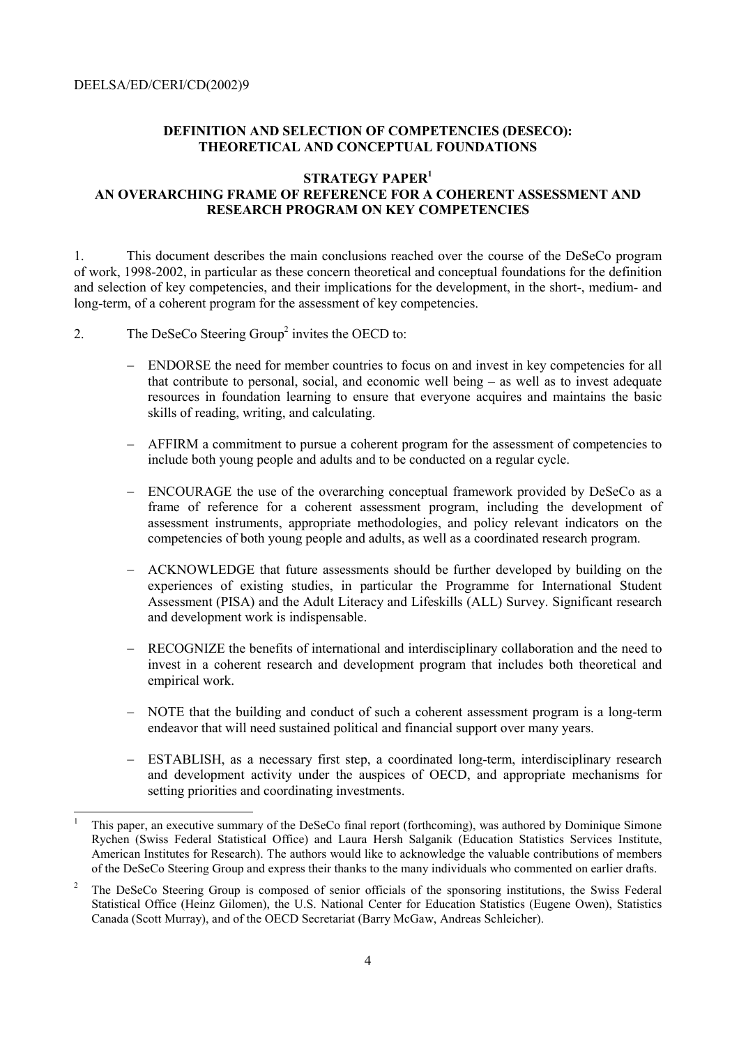DEELSA/ED/CERI/CD(2002)9

**DEFINITION AND SELECTION OF COMPETENCIES (DESECO): THEORETICAL AND CONCEPTUAL FOUNDATIONS**

**STRATEGY PAPER[1]**
**AN OVERARCHING FRAME OF REFERENCE FOR A COHERENT ASSESSMENT AND RESEARCH PROGRAM ON KEY COMPETENCIES**

1. This document describes the main conclusions reached over the course of the DeSeCo program of work, 1998-2002, in particular as these concern theoretical and conceptual foundations for the definition and selection of key competencies, and their implications for the development, in the short-, medium- and long-term, of a coherent program for the assessment of key competencies.

2. The DeSeCo Steering Group[2] invites the OECD to:

- ENDORSE the need for member countries to focus on and invest in key competencies for all that contribute to personal, social, and economic well being – as well as to invest adequate resources in foundation learning to ensure that everyone acquires and maintains the basic skills of reading, writing, and calculating.
- AFFIRM a commitment to pursue a coherent program for the assessment of competencies to include both young people and adults and to be conducted on a regular cycle.
- ENCOURAGE the use of the overarching conceptual framework provided by DeSeCo as a frame of reference for a coherent assessment program, including the development of assessment instruments, appropriate methodologies, and policy relevant indicators on the competencies of both young people and adults, as well as a coordinated research program.
- ACKNOWLEDGE that future assessments should be further developed by building on the experiences of existing studies, in particular the Programme for International Student Assessment (PISA) and the Adult Literacy and Lifeskills (ALL) Survey. Significant research and development work is indispensable.
- RECOGNIZE the benefits of international and interdisciplinary collaboration and the need to invest in a coherent research and development program that includes both theoretical and empirical work.
- NOTE that the building and conduct of such a coherent assessment program is a long-term endeavor that will need sustained political and financial support over many years.
- ESTABLISH, as a necessary first step, a coordinated long-term, interdisciplinary research and development activity under the auspices of OECD, and appropriate mechanisms for setting priorities and coordinating investments.

---

[1] This paper, an executive summary of the DeSeCo final report (forthcoming), was authored by Dominique Simone Rychen (Swiss Federal Statistical Office) and Laura Hersh Salganik (Education Statistics Services Institute, American Institutes for Research). The authors would like to acknowledge the valuable contributions of members of the DeSeCo Steering Group and express their thanks to the many individuals who commented on earlier drafts.

[2] The DeSeCo Steering Group is composed of senior officials of the sponsoring institutions, the Swiss Federal Statistical Office (Heinz Gilomen), the U.S. National Center for Education Statistics (Eugene Owen), Statistics Canada (Scott Murray), and of the OECD Secretariat (Barry McGaw, Andreas Schleicher).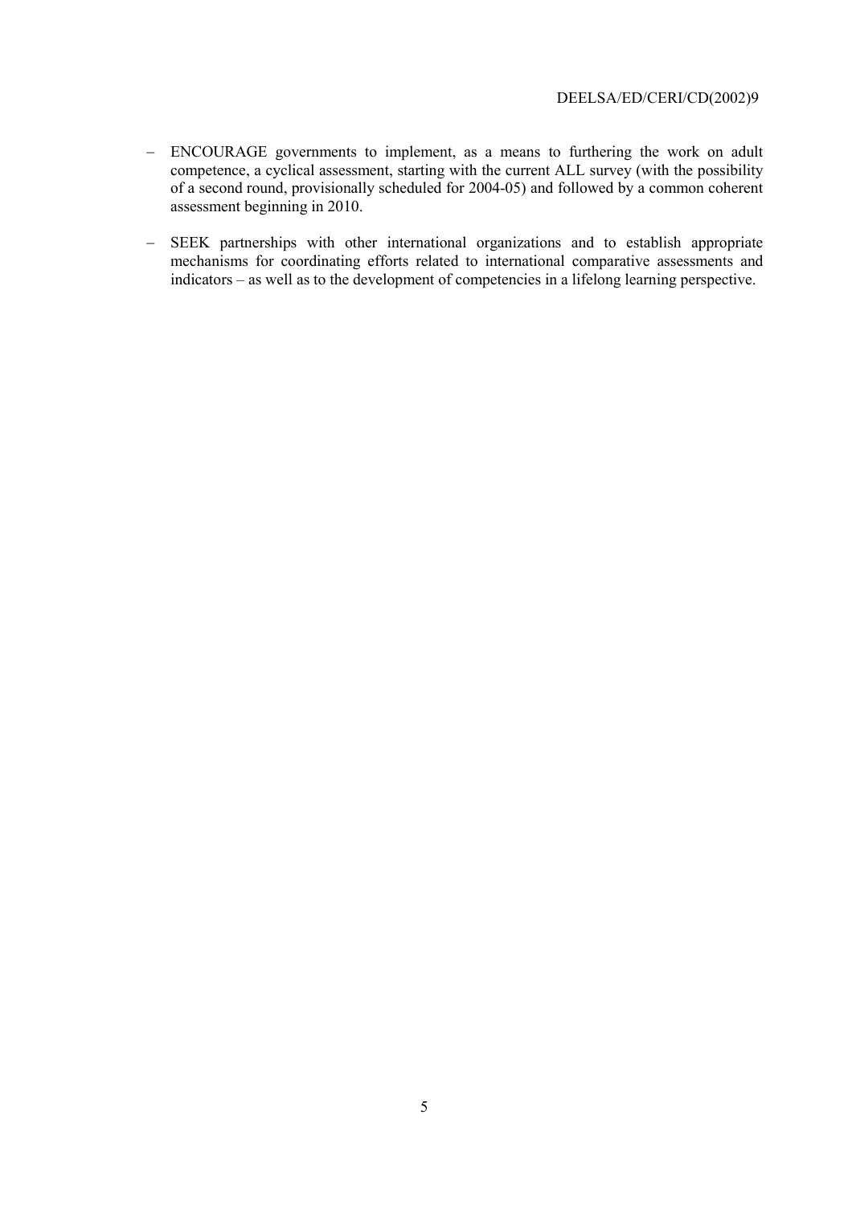- ENCOURAGE governments to implement, as a means to furthering the work on adult competence, a cyclical assessment, starting with the current ALL survey (with the possibility of a second round, provisionally scheduled for 2004-05) and followed by a common coherent assessment beginning in 2010.

- SEEK partnerships with other international organizations and to establish appropriate mechanisms for coordinating efforts related to international comparative assessments and indicators – as well as to the development of competencies in a lifelong learning perspective.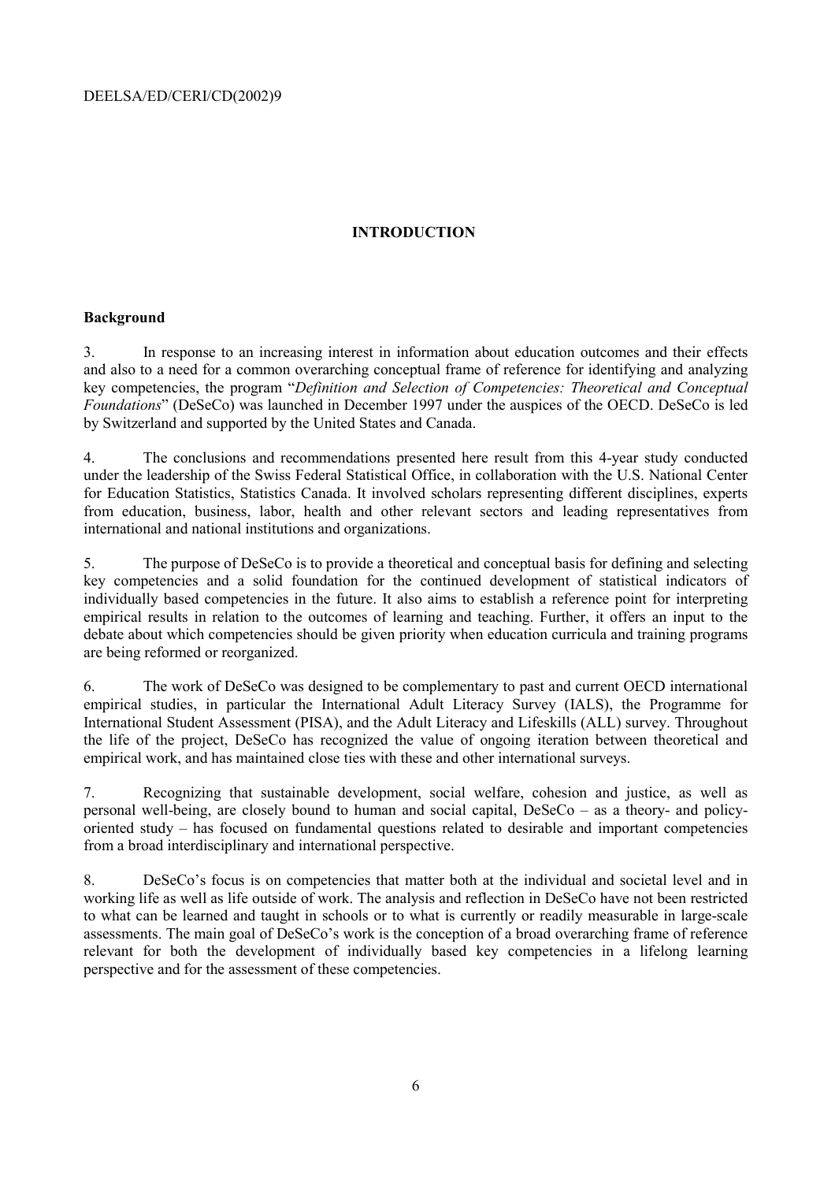# INTRODUCTION

## Background

3. In response to an increasing interest in information about education outcomes and their effects and also to a need for a common overarching conceptual frame of reference for identifying and analyzing key competencies, the program "*Definition and Selection of Competencies: Theoretical and Conceptual Foundations*" (DeSeCo) was launched in December 1997 under the auspices of the OECD. DeSeCo is led by Switzerland and supported by the United States and Canada.

4. The conclusions and recommendations presented here result from this 4-year study conducted under the leadership of the Swiss Federal Statistical Office, in collaboration with the U.S. National Center for Education Statistics, Statistics Canada. It involved scholars representing different disciplines, experts from education, business, labor, health and other relevant sectors and leading representatives from international and national institutions and organizations.

5. The purpose of DeSeCo is to provide a theoretical and conceptual basis for defining and selecting key competencies and a solid foundation for the continued development of statistical indicators of individually based competencies in the future. It also aims to establish a reference point for interpreting empirical results in relation to the outcomes of learning and teaching. Further, it offers an input to the debate about which competencies should be given priority when education curricula and training programs are being reformed or reorganized.

6. The work of DeSeCo was designed to be complementary to past and current OECD international empirical studies, in particular the International Adult Literacy Survey (IALS), the Programme for International Student Assessment (PISA), and the Adult Literacy and Lifeskills (ALL) survey. Throughout the life of the project, DeSeCo has recognized the value of ongoing iteration between theoretical and empirical work, and has maintained close ties with these and other international surveys.

7. Recognizing that sustainable development, social welfare, cohesion and justice, as well as personal well-being, are closely bound to human and social capital, DeSeCo – as a theory- and policy-oriented study – has focused on fundamental questions related to desirable and important competencies from a broad interdisciplinary and international perspective.

8. DeSeCo's focus is on competencies that matter both at the individual and societal level and in working life as well as life outside of work. The analysis and reflection in DeSeCo have not been restricted to what can be learned and taught in schools or to what is currently or readily measurable in large-scale assessments. The main goal of DeSeCo's work is the conception of a broad overarching frame of reference relevant for both the development of individually based key competencies in a lifelong learning perspective and for the assessment of these competencies.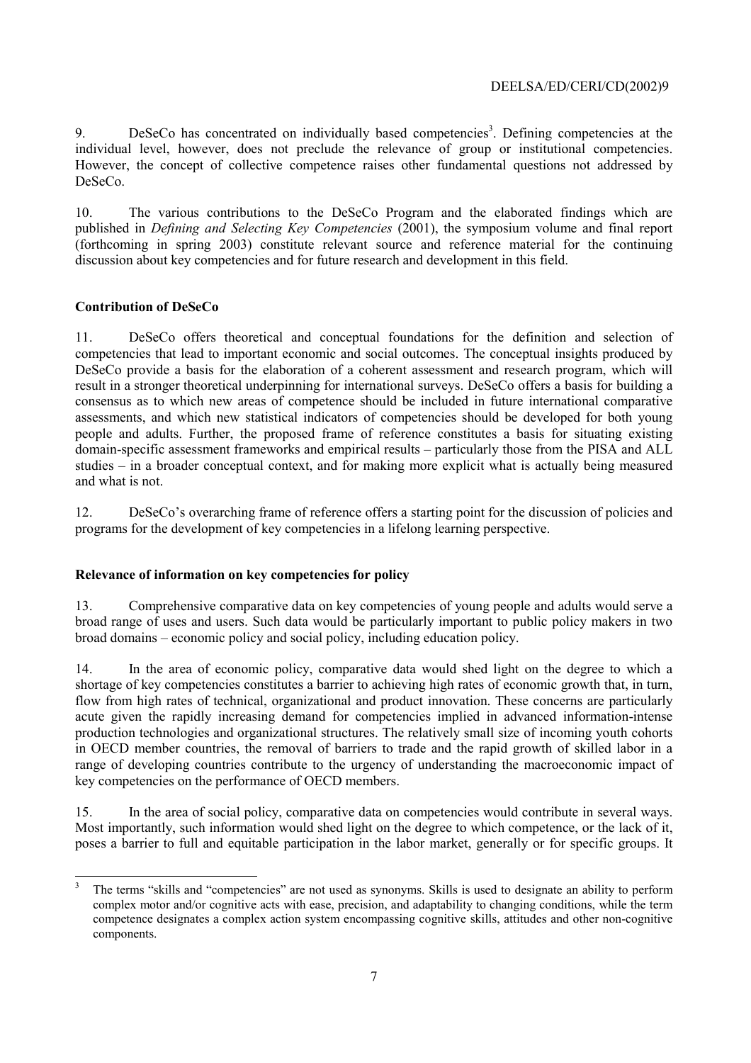9. DeSeCo has concentrated on individually based competencies[3]. Defining competencies at the individual level, however, does not preclude the relevance of group or institutional competencies. However, the concept of collective competence raises other fundamental questions not addressed by DeSeCo.

10. The various contributions to the DeSeCo Program and the elaborated findings which are published in *Defining and Selecting Key Competencies* (2001), the symposium volume and final report (forthcoming in spring 2003) constitute relevant source and reference material for the continuing discussion about key competencies and for future research and development in this field.

**Contribution of DeSeCo**

11. DeSeCo offers theoretical and conceptual foundations for the definition and selection of competencies that lead to important economic and social outcomes. The conceptual insights produced by DeSeCo provide a basis for the elaboration of a coherent assessment and research program, which will result in a stronger theoretical underpinning for international surveys. DeSeCo offers a basis for building a consensus as to which new areas of competence should be included in future international comparative assessments, and which new statistical indicators of competencies should be developed for both young people and adults. Further, the proposed frame of reference constitutes a basis for situating existing domain-specific assessment frameworks and empirical results – particularly those from the PISA and ALL studies – in a broader conceptual context, and for making more explicit what is actually being measured and what is not.

12. DeSeCo's overarching frame of reference offers a starting point for the discussion of policies and programs for the development of key competencies in a lifelong learning perspective.

**Relevance of information on key competencies for policy**

13. Comprehensive comparative data on key competencies of young people and adults would serve a broad range of uses and users. Such data would be particularly important to public policy makers in two broad domains – economic policy and social policy, including education policy.

14. In the area of economic policy, comparative data would shed light on the degree to which a shortage of key competencies constitutes a barrier to achieving high rates of economic growth that, in turn, flow from high rates of technical, organizational and product innovation. These concerns are particularly acute given the rapidly increasing demand for competencies implied in advanced information-intense production technologies and organizational structures. The relatively small size of incoming youth cohorts in OECD member countries, the removal of barriers to trade and the rapid growth of skilled labor in a range of developing countries contribute to the urgency of understanding the macroeconomic impact of key competencies on the performance of OECD members.

15. In the area of social policy, comparative data on competencies would contribute in several ways. Most importantly, such information would shed light on the degree to which competence, or the lack of it, poses a barrier to full and equitable participation in the labor market, generally or for specific groups. It

---

[3] The terms "skills and "competencies" are not used as synonyms. Skills is used to designate an ability to perform complex motor and/or cognitive acts with ease, precision, and adaptability to changing conditions, while the term competence designates a complex action system encompassing cognitive skills, attitudes and other non-cognitive components.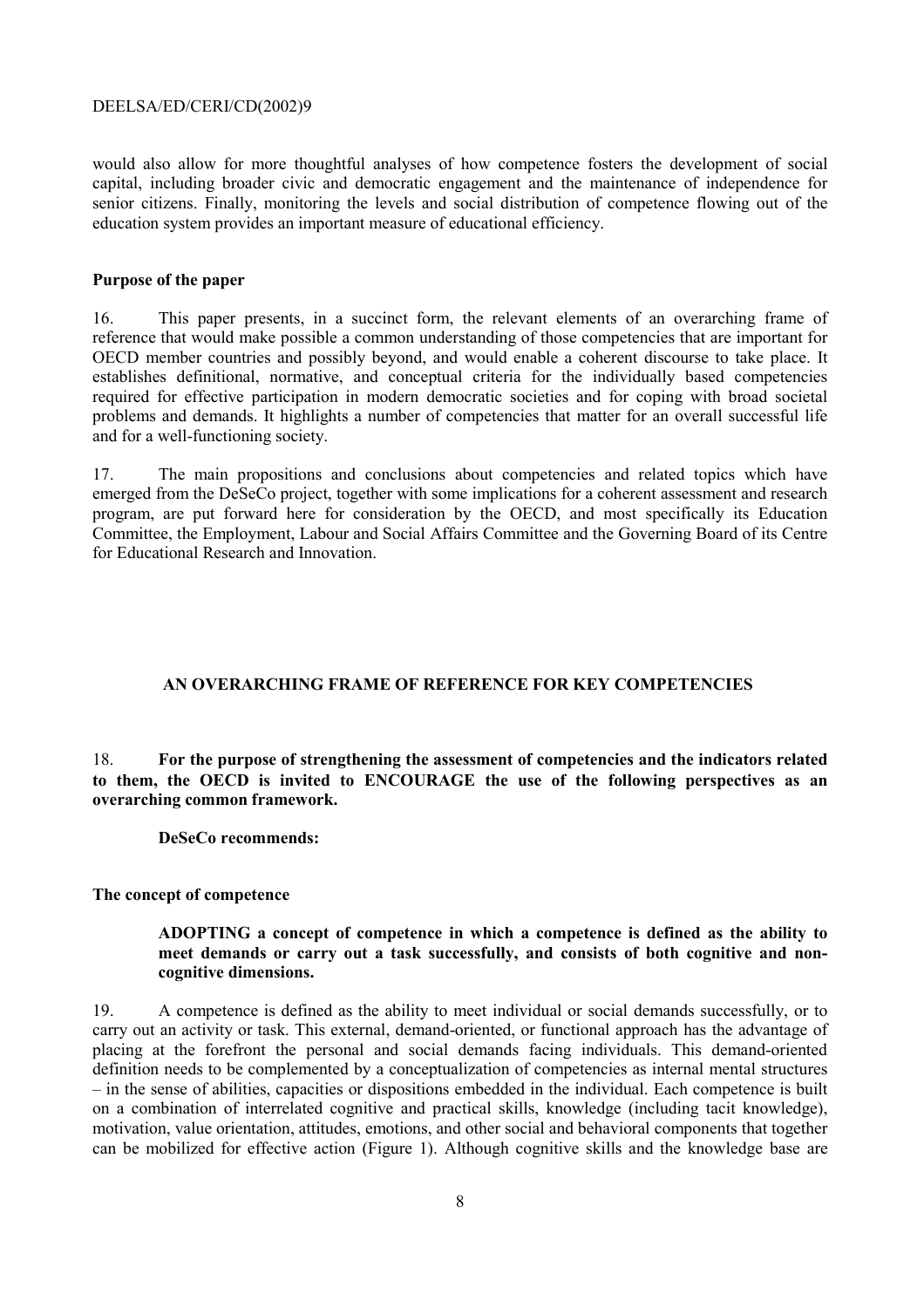would also allow for more thoughtful analyses of how competence fosters the development of social capital, including broader civic and democratic engagement and the maintenance of independence for senior citizens. Finally, monitoring the levels and social distribution of competence flowing out of the education system provides an important measure of educational efficiency.

**Purpose of the paper**

16. This paper presents, in a succinct form, the relevant elements of an overarching frame of reference that would make possible a common understanding of those competencies that are important for OECD member countries and possibly beyond, and would enable a coherent discourse to take place. It establishes definitional, normative, and conceptual criteria for the individually based competencies required for effective participation in modern democratic societies and for coping with broad societal problems and demands. It highlights a number of competencies that matter for an overall successful life and for a well-functioning society.

17. The main propositions and conclusions about competencies and related topics which have emerged from the DeSeCo project, together with some implications for a coherent assessment and research program, are put forward here for consideration by the OECD, and most specifically its Education Committee, the Employment, Labour and Social Affairs Committee and the Governing Board of its Centre for Educational Research and Innovation.

## AN OVERARCHING FRAME OF REFERENCE FOR KEY COMPETENCIES

18. **For the purpose of strengthening the assessment of competencies and the indicators related to them, the OECD is invited to ENCOURAGE the use of the following perspectives as an overarching common framework.**

**DeSeCo recommends:**

**The concept of competence**

**ADOPTING a concept of competence in which a competence is defined as the ability to meet demands or carry out a task successfully, and consists of both cognitive and non-cognitive dimensions.**

19. A competence is defined as the ability to meet individual or social demands successfully, or to carry out an activity or task. This external, demand-oriented, or functional approach has the advantage of placing at the forefront the personal and social demands facing individuals. This demand-oriented definition needs to be complemented by a conceptualization of competencies as internal mental structures – in the sense of abilities, capacities or dispositions embedded in the individual. Each competence is built on a combination of interrelated cognitive and practical skills, knowledge (including tacit knowledge), motivation, value orientation, attitudes, emotions, and other social and behavioral components that together can be mobilized for effective action (Figure 1). Although cognitive skills and the knowledge base are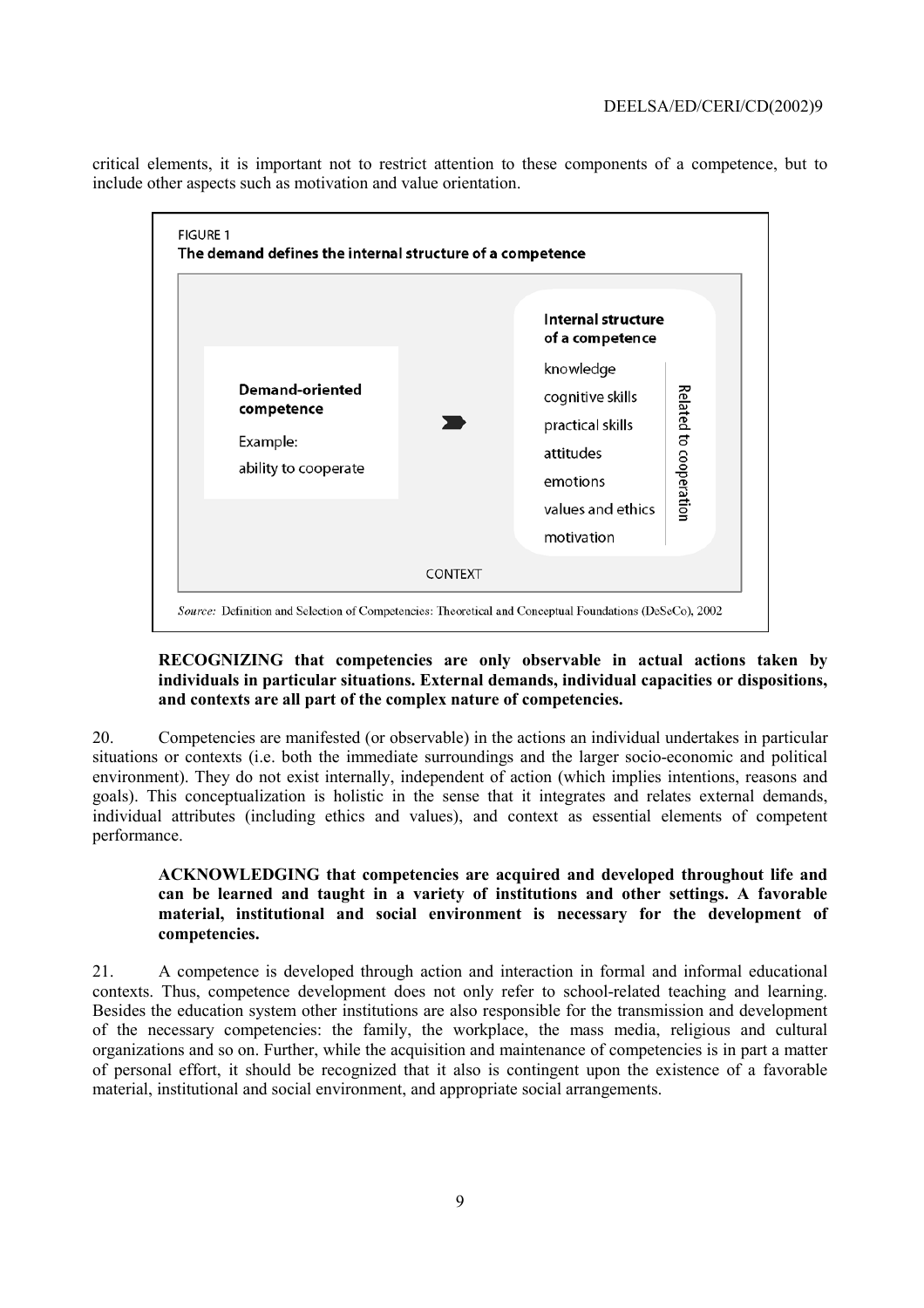critical elements, it is important not to restrict attention to these components of a competence, but to include other aspects such as motivation and value orientation.

FIGURE 1
**The demand defines the internal structure of a competence**

| Demand-oriented competence | | Internal structure of a competence | |
|---|---|---|---|
| Example: ability to cooperate | ➔ | knowledge | Related to cooperation |
| | | cognitive skills | |
| | | practical skills | |
| | | attitudes | |
| | | emotions | |
| | | values and ethics | |
| | | motivation | |

CONTEXT

*Source:* Definition and Selection of Competencies: Theoretical and Conceptual Foundations (DeSeCo), 2002

> **RECOGNIZING that competencies are only observable in actual actions taken by individuals in particular situations. External demands, individual capacities or dispositions, and contexts are all part of the complex nature of competencies.**

20. Competencies are manifested (or observable) in the actions an individual undertakes in particular situations or contexts (i.e. both the immediate surroundings and the larger socio-economic and political environment). They do not exist internally, independent of action (which implies intentions, reasons and goals). This conceptualization is holistic in the sense that it integrates and relates external demands, individual attributes (including ethics and values), and context as essential elements of competent performance.

> **ACKNOWLEDGING that competencies are acquired and developed throughout life and can be learned and taught in a variety of institutions and other settings. A favorable material, institutional and social environment is necessary for the development of competencies.**

21. A competence is developed through action and interaction in formal and informal educational contexts. Thus, competence development does not only refer to school-related teaching and learning. Besides the education system other institutions are also responsible for the transmission and development of the necessary competencies: the family, the workplace, the mass media, religious and cultural organizations and so on. Further, while the acquisition and maintenance of competencies is in part a matter of personal effort, it should be recognized that it also is contingent upon the existence of a favorable material, institutional and social environment, and appropriate social arrangements.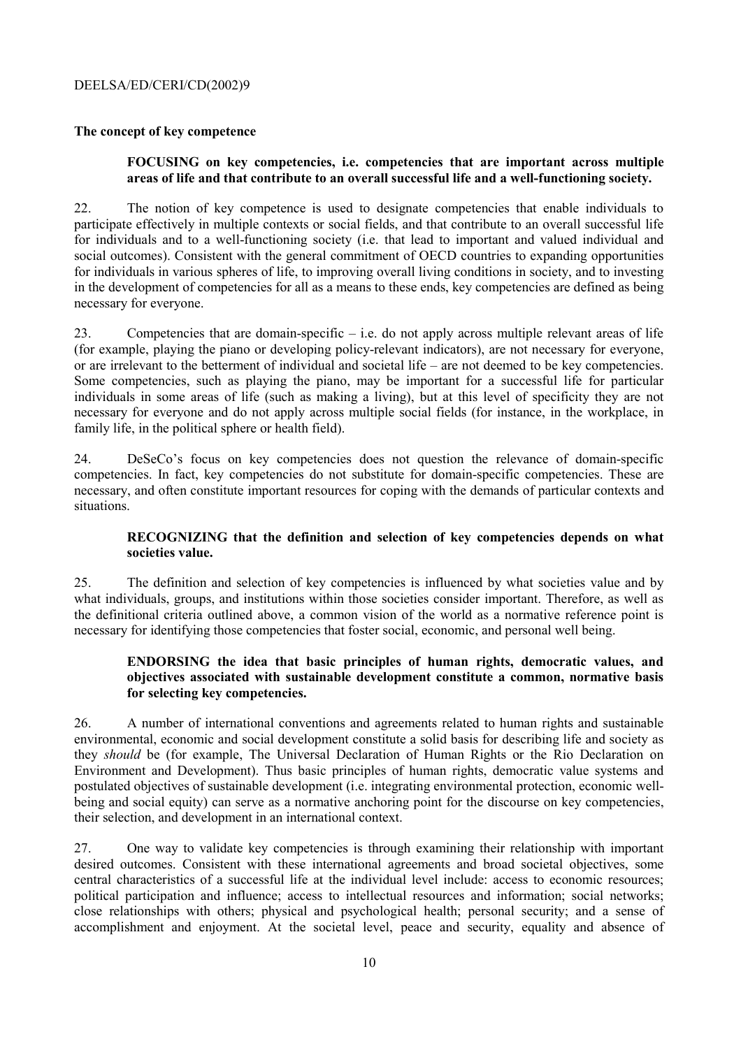### The concept of key competence

> **FOCUSING on key competencies, i.e. competencies that are important across multiple areas of life and that contribute to an overall successful life and a well-functioning society.**

22. The notion of key competence is used to designate competencies that enable individuals to participate effectively in multiple contexts or social fields, and that contribute to an overall successful life for individuals and to a well-functioning society (i.e. that lead to important and valued individual and social outcomes). Consistent with the general commitment of OECD countries to expanding opportunities for individuals in various spheres of life, to improving overall living conditions in society, and to investing in the development of competencies for all as a means to these ends, key competencies are defined as being necessary for everyone.

23. Competencies that are domain-specific – i.e. do not apply across multiple relevant areas of life (for example, playing the piano or developing policy-relevant indicators), are not necessary for everyone, or are irrelevant to the betterment of individual and societal life – are not deemed to be key competencies. Some competencies, such as playing the piano, may be important for a successful life for particular individuals in some areas of life (such as making a living), but at this level of specificity they are not necessary for everyone and do not apply across multiple social fields (for instance, in the workplace, in family life, in the political sphere or health field).

24. DeSeCo's focus on key competencies does not question the relevance of domain-specific competencies. In fact, key competencies do not substitute for domain-specific competencies. These are necessary, and often constitute important resources for coping with the demands of particular contexts and situations.

> **RECOGNIZING that the definition and selection of key competencies depends on what societies value.**

25. The definition and selection of key competencies is influenced by what societies value and by what individuals, groups, and institutions within those societies consider important. Therefore, as well as the definitional criteria outlined above, a common vision of the world as a normative reference point is necessary for identifying those competencies that foster social, economic, and personal well being.

> **ENDORSING the idea that basic principles of human rights, democratic values, and objectives associated with sustainable development constitute a common, normative basis for selecting key competencies.**

26. A number of international conventions and agreements related to human rights and sustainable environmental, economic and social development constitute a solid basis for describing life and society as they *should* be (for example, The Universal Declaration of Human Rights or the Rio Declaration on Environment and Development). Thus basic principles of human rights, democratic value systems and postulated objectives of sustainable development (i.e. integrating environmental protection, economic well-being and social equity) can serve as a normative anchoring point for the discourse on key competencies, their selection, and development in an international context.

27. One way to validate key competencies is through examining their relationship with important desired outcomes. Consistent with these international agreements and broad societal objectives, some central characteristics of a successful life at the individual level include: access to economic resources; political participation and influence; access to intellectual resources and information; social networks; close relationships with others; physical and psychological health; personal security; and a sense of accomplishment and enjoyment. At the societal level, peace and security, equality and absence of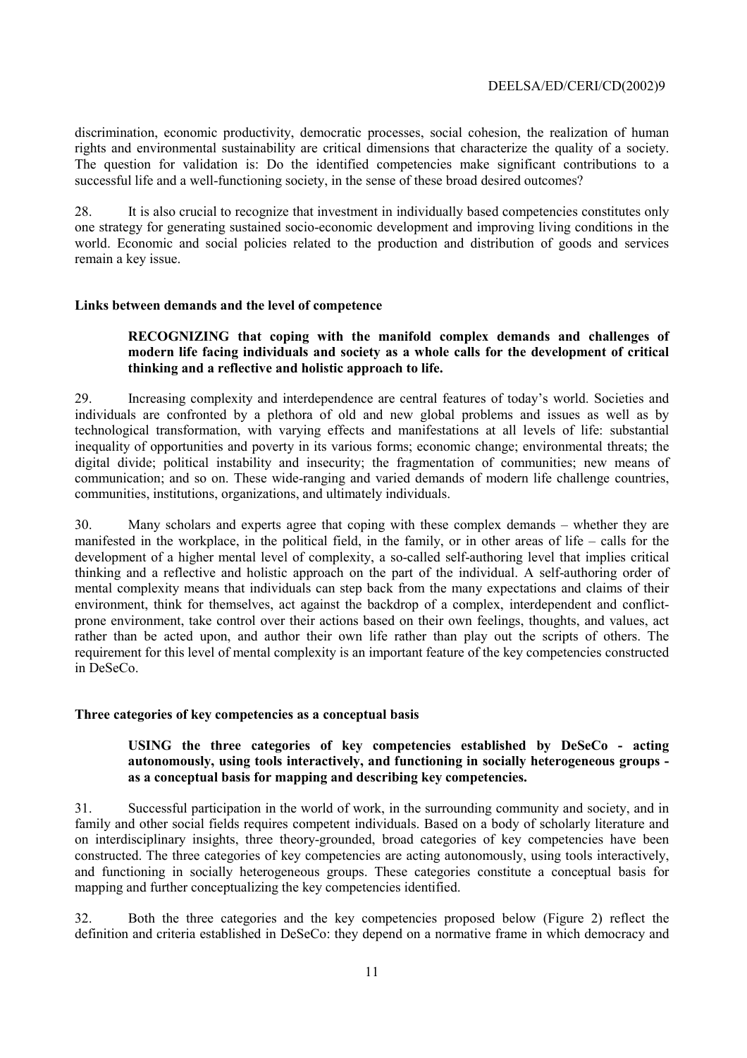discrimination, economic productivity, democratic processes, social cohesion, the realization of human rights and environmental sustainability are critical dimensions that characterize the quality of a society. The question for validation is: Do the identified competencies make significant contributions to a successful life and a well-functioning society, in the sense of these broad desired outcomes?

28. It is also crucial to recognize that investment in individually based competencies constitutes only one strategy for generating sustained socio-economic development and improving living conditions in the world. Economic and social policies related to the production and distribution of goods and services remain a key issue.

**Links between demands and the level of competence**

> **RECOGNIZING that coping with the manifold complex demands and challenges of modern life facing individuals and society as a whole calls for the development of critical thinking and a reflective and holistic approach to life.**

29. Increasing complexity and interdependence are central features of today's world. Societies and individuals are confronted by a plethora of old and new global problems and issues as well as by technological transformation, with varying effects and manifestations at all levels of life: substantial inequality of opportunities and poverty in its various forms; economic change; environmental threats; the digital divide; political instability and insecurity; the fragmentation of communities; new means of communication; and so on. These wide-ranging and varied demands of modern life challenge countries, communities, institutions, organizations, and ultimately individuals.

30. Many scholars and experts agree that coping with these complex demands – whether they are manifested in the workplace, in the political field, in the family, or in other areas of life – calls for the development of a higher mental level of complexity, a so-called self-authoring level that implies critical thinking and a reflective and holistic approach on the part of the individual. A self-authoring order of mental complexity means that individuals can step back from the many expectations and claims of their environment, think for themselves, act against the backdrop of a complex, interdependent and conflict-prone environment, take control over their actions based on their own feelings, thoughts, and values, act rather than be acted upon, and author their own life rather than play out the scripts of others. The requirement for this level of mental complexity is an important feature of the key competencies constructed in DeSeCo.

**Three categories of key competencies as a conceptual basis**

> **USING the three categories of key competencies established by DeSeCo - acting autonomously, using tools interactively, and functioning in socially heterogeneous groups - as a conceptual basis for mapping and describing key competencies.**

31. Successful participation in the world of work, in the surrounding community and society, and in family and other social fields requires competent individuals. Based on a body of scholarly literature and on interdisciplinary insights, three theory-grounded, broad categories of key competencies have been constructed. The three categories of key competencies are acting autonomously, using tools interactively, and functioning in socially heterogeneous groups. These categories constitute a conceptual basis for mapping and further conceptualizing the key competencies identified.

32. Both the three categories and the key competencies proposed below (Figure 2) reflect the definition and criteria established in DeSeCo: they depend on a normative frame in which democracy and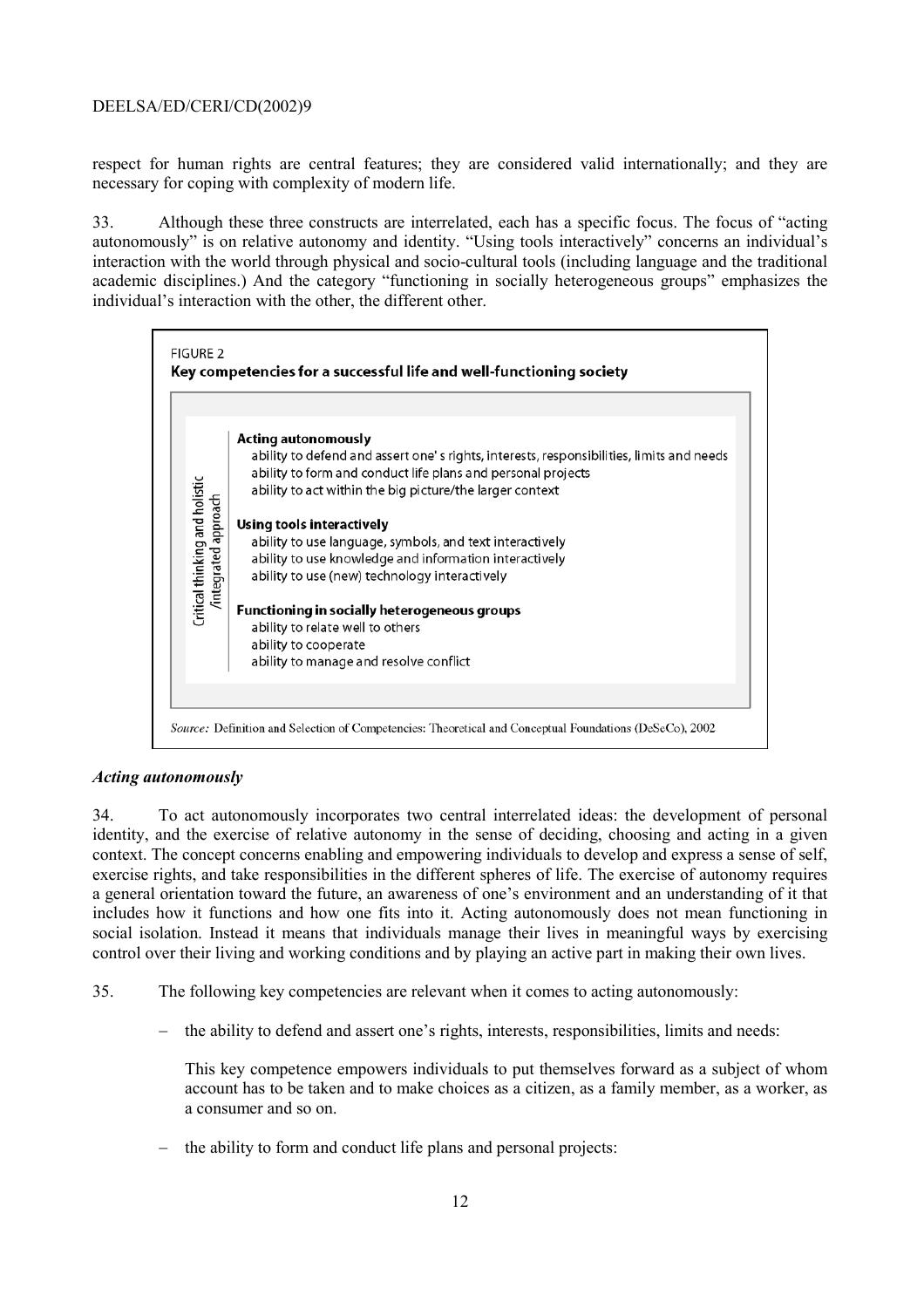respect for human rights are central features; they are considered valid internationally; and they are necessary for coping with complexity of modern life.

33. Although these three constructs are interrelated, each has a specific focus. The focus of "acting autonomously" is on relative autonomy and identity. "Using tools interactively" concerns an individual's interaction with the world through physical and socio-cultural tools (including language and the traditional academic disciplines.) And the category "functioning in socially heterogeneous groups" emphasizes the individual's interaction with the other, the different other.

FIGURE 2
**Key competencies for a successful life and well-functioning society**

Critical thinking and holistic /integrated approach

**Acting autonomously**
- ability to defend and assert one's rights, interests, responsibilities, limits and needs
- ability to form and conduct life plans and personal projects
- ability to act within the big picture/the larger context

**Using tools interactively**
- ability to use language, symbols, and text interactively
- ability to use knowledge and information interactively
- ability to use (new) technology interactively

**Functioning in socially heterogeneous groups**
- ability to relate well to others
- ability to cooperate
- ability to manage and resolve conflict

*Source:* Definition and Selection of Competencies: Theoretical and Conceptual Foundations (DeSeCo), 2002

### *Acting autonomously*

34. To act autonomously incorporates two central interrelated ideas: the development of personal identity, and the exercise of relative autonomy in the sense of deciding, choosing and acting in a given context. The concept concerns enabling and empowering individuals to develop and express a sense of self, exercise rights, and take responsibilities in the different spheres of life. The exercise of autonomy requires a general orientation toward the future, an awareness of one's environment and an understanding of it that includes how it functions and how one fits into it. Acting autonomously does not mean functioning in social isolation. Instead it means that individuals manage their lives in meaningful ways by exercising control over their living and working conditions and by playing an active part in making their own lives.

35. The following key competencies are relevant when it comes to acting autonomously:

- the ability to defend and assert one's rights, interests, responsibilities, limits and needs:

  This key competence empowers individuals to put themselves forward as a subject of whom account has to be taken and to make choices as a citizen, as a family member, as a worker, as a consumer and so on.

- the ability to form and conduct life plans and personal projects: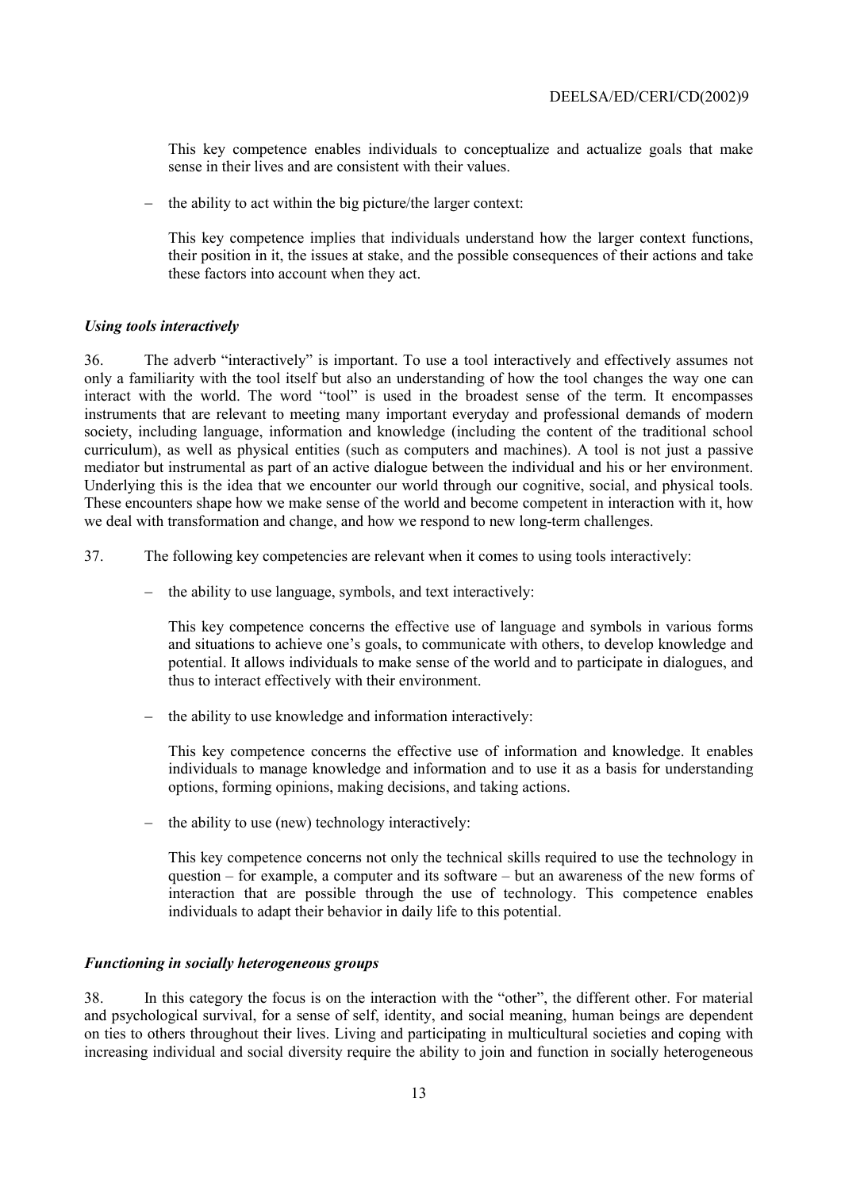This key competence enables individuals to conceptualize and actualize goals that make sense in their lives and are consistent with their values.

– the ability to act within the big picture/the larger context:

This key competence implies that individuals understand how the larger context functions, their position in it, the issues at stake, and the possible consequences of their actions and take these factors into account when they act.

### *Using tools interactively*

36. The adverb "interactively" is important. To use a tool interactively and effectively assumes not only a familiarity with the tool itself but also an understanding of how the tool changes the way one can interact with the world. The word "tool" is used in the broadest sense of the term. It encompasses instruments that are relevant to meeting many important everyday and professional demands of modern society, including language, information and knowledge (including the content of the traditional school curriculum), as well as physical entities (such as computers and machines). A tool is not just a passive mediator but instrumental as part of an active dialogue between the individual and his or her environment. Underlying this is the idea that we encounter our world through our cognitive, social, and physical tools. These encounters shape how we make sense of the world and become competent in interaction with it, how we deal with transformation and change, and how we respond to new long-term challenges.

37. The following key competencies are relevant when it comes to using tools interactively:

– the ability to use language, symbols, and text interactively:

This key competence concerns the effective use of language and symbols in various forms and situations to achieve one's goals, to communicate with others, to develop knowledge and potential. It allows individuals to make sense of the world and to participate in dialogues, and thus to interact effectively with their environment.

– the ability to use knowledge and information interactively:

This key competence concerns the effective use of information and knowledge. It enables individuals to manage knowledge and information and to use it as a basis for understanding options, forming opinions, making decisions, and taking actions.

– the ability to use (new) technology interactively:

This key competence concerns not only the technical skills required to use the technology in question – for example, a computer and its software – but an awareness of the new forms of interaction that are possible through the use of technology. This competence enables individuals to adapt their behavior in daily life to this potential.

### *Functioning in socially heterogeneous groups*

38. In this category the focus is on the interaction with the "other", the different other. For material and psychological survival, for a sense of self, identity, and social meaning, human beings are dependent on ties to others throughout their lives. Living and participating in multicultural societies and coping with increasing individual and social diversity require the ability to join and function in socially heterogeneous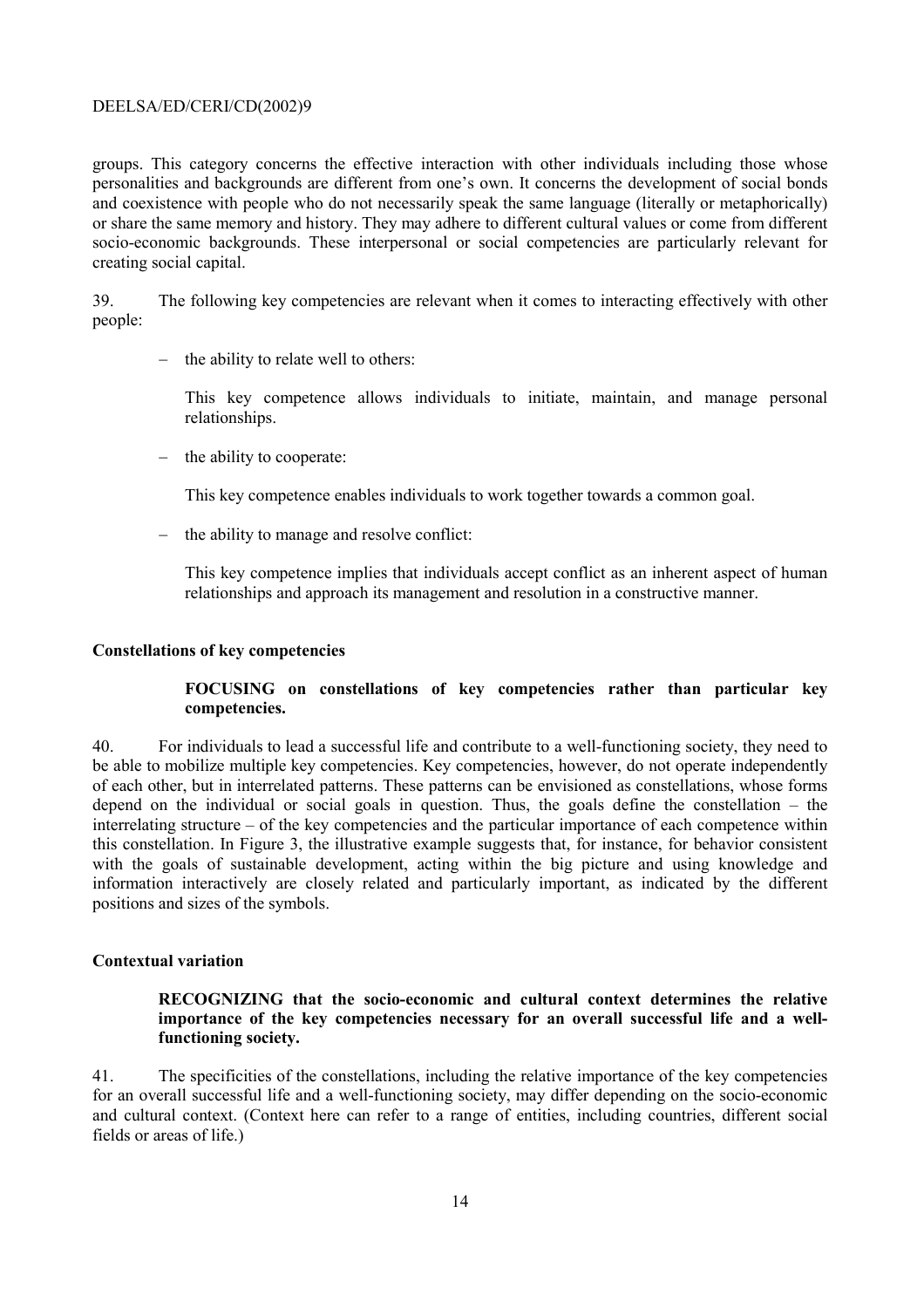groups. This category concerns the effective interaction with other individuals including those whose personalities and backgrounds are different from one's own. It concerns the development of social bonds and coexistence with people who do not necessarily speak the same language (literally or metaphorically) or share the same memory and history. They may adhere to different cultural values or come from different socio-economic backgrounds. These interpersonal or social competencies are particularly relevant for creating social capital.

39. The following key competencies are relevant when it comes to interacting effectively with other people:

- the ability to relate well to others:

  This key competence allows individuals to initiate, maintain, and manage personal relationships.

- the ability to cooperate:

  This key competence enables individuals to work together towards a common goal.

- the ability to manage and resolve conflict:

  This key competence implies that individuals accept conflict as an inherent aspect of human relationships and approach its management and resolution in a constructive manner.

**Constellations of key competencies**

> **FOCUSING on constellations of key competencies rather than particular key competencies.**

40. For individuals to lead a successful life and contribute to a well-functioning society, they need to be able to mobilize multiple key competencies. Key competencies, however, do not operate independently of each other, but in interrelated patterns. These patterns can be envisioned as constellations, whose forms depend on the individual or social goals in question. Thus, the goals define the constellation – the interrelating structure – of the key competencies and the particular importance of each competence within this constellation. In Figure 3, the illustrative example suggests that, for instance, for behavior consistent with the goals of sustainable development, acting within the big picture and using knowledge and information interactively are closely related and particularly important, as indicated by the different positions and sizes of the symbols.

**Contextual variation**

> **RECOGNIZING that the socio-economic and cultural context determines the relative importance of the key competencies necessary for an overall successful life and a well-functioning society.**

41. The specificities of the constellations, including the relative importance of the key competencies for an overall successful life and a well-functioning society, may differ depending on the socio-economic and cultural context. (Context here can refer to a range of entities, including countries, different social fields or areas of life.)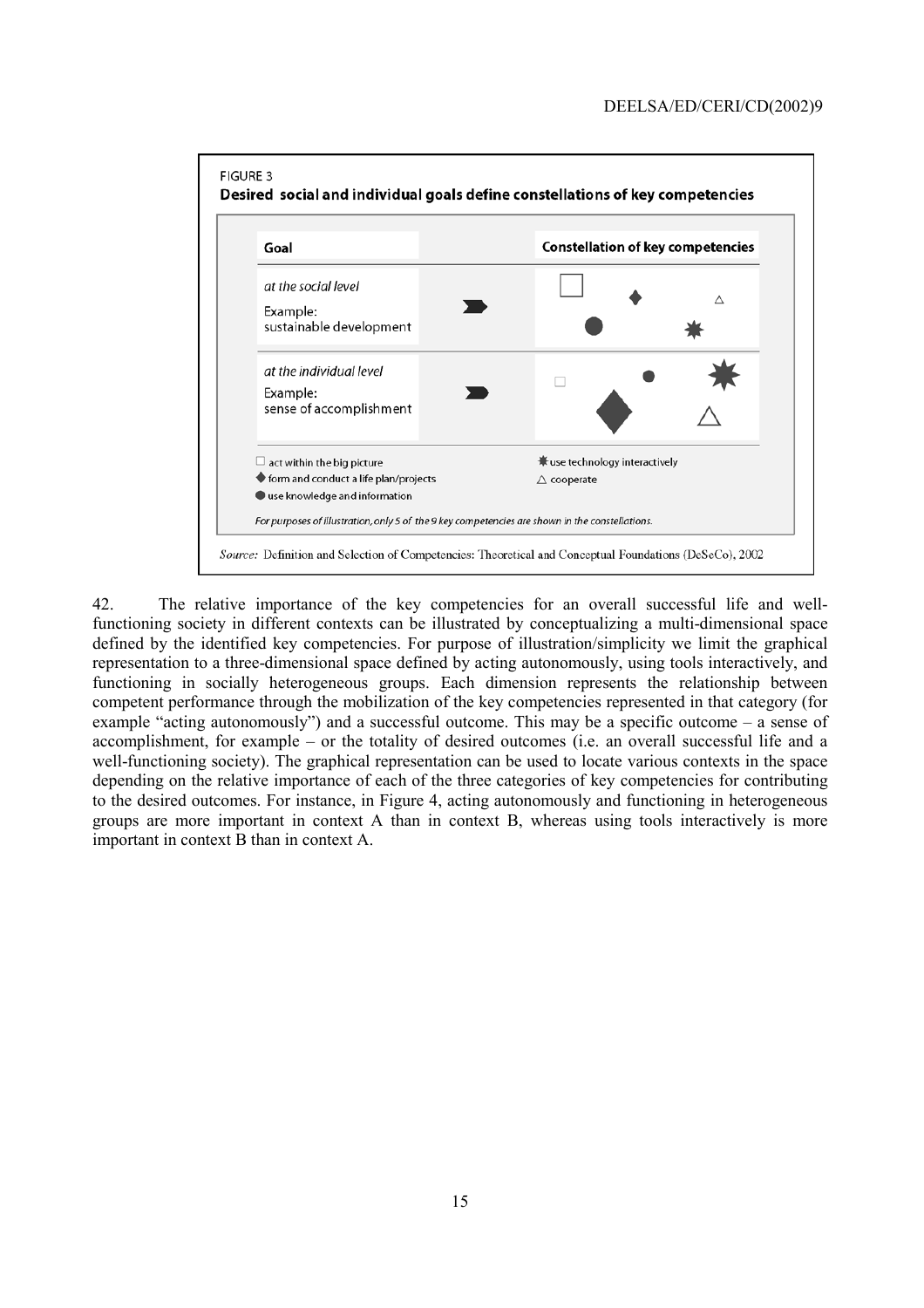FIGURE 3

**Desired social and individual goals define constellations of key competencies**

| Goal | | Constellation of key competencies |
|---|---|---|
| *at the social level*<br>Example:<br>sustainable development | ➡ | □ ◆ △ ● ✸ |
| *at the individual level*<br>Example:<br>sense of accomplishment | ➡ | □ ● ✸ ◆ △ |

□ act within the big picture
◆ form and conduct a life plan/projects
● use knowledge and information
✸ use technology interactively
△ cooperate

*For purposes of illustration, only 5 of the 9 key competencies are shown in the constellations.*

*Source:* Definition and Selection of Competencies: Theoretical and Conceptual Foundations (DeSeCo), 2002

42. The relative importance of the key competencies for an overall successful life and well-functioning society in different contexts can be illustrated by conceptualizing a multi-dimensional space defined by the identified key competencies. For purpose of illustration/simplicity we limit the graphical representation to a three-dimensional space defined by acting autonomously, using tools interactively, and functioning in socially heterogeneous groups. Each dimension represents the relationship between competent performance through the mobilization of the key competencies represented in that category (for example "acting autonomously") and a successful outcome. This may be a specific outcome – a sense of accomplishment, for example – or the totality of desired outcomes (i.e. an overall successful life and a well-functioning society). The graphical representation can be used to locate various contexts in the space depending on the relative importance of each of the three categories of key competencies for contributing to the desired outcomes. For instance, in Figure 4, acting autonomously and functioning in heterogeneous groups are more important in context A than in context B, whereas using tools interactively is more important in context B than in context A.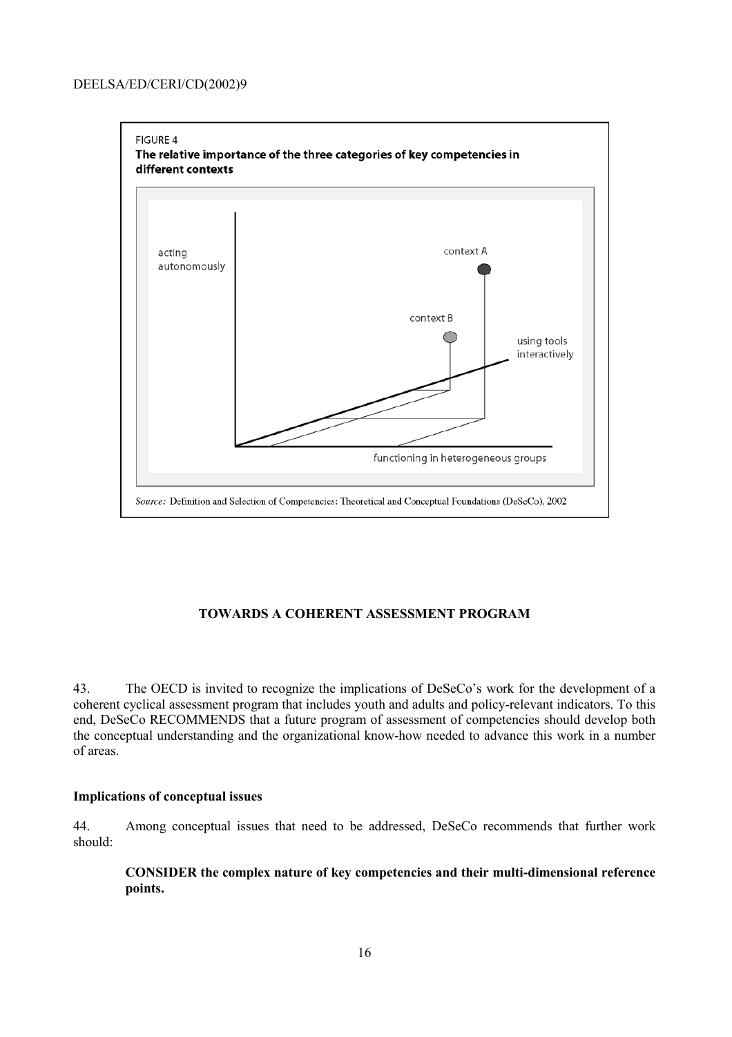FIGURE 4
**The relative importance of the three categories of key competencies in different contexts**

acting autonomously

context A

context B

using tools interactively

functioning in heterogeneous groups

*Source:* Definition and Selection of Competencies: Theoretical and Conceptual Foundations (DeSeCo), 2002

## TOWARDS A COHERENT ASSESSMENT PROGRAM

43. The OECD is invited to recognize the implications of DeSeCo's work for the development of a coherent cyclical assessment program that includes youth and adults and policy-relevant indicators. To this end, DeSeCo RECOMMENDS that a future program of assessment of competencies should develop both the conceptual understanding and the organizational know-how needed to advance this work in a number of areas.

### Implications of conceptual issues

44. Among conceptual issues that need to be addressed, DeSeCo recommends that further work should:

> **CONSIDER the complex nature of key competencies and their multi-dimensional reference points.**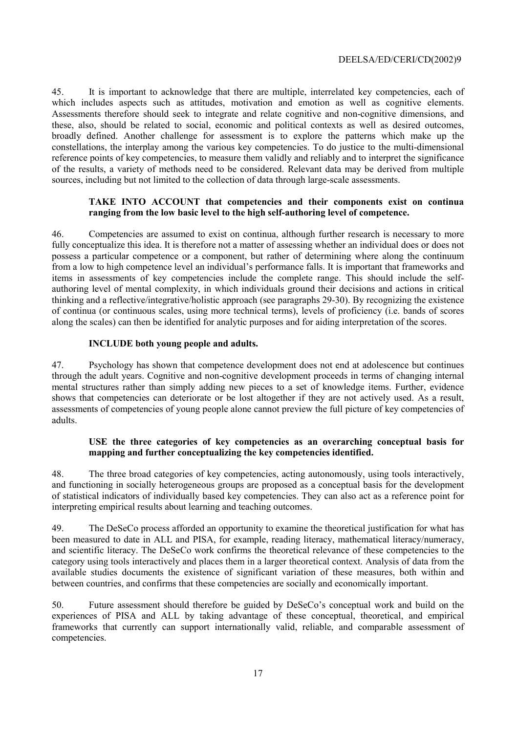45. It is important to acknowledge that there are multiple, interrelated key competencies, each of which includes aspects such as attitudes, motivation and emotion as well as cognitive elements. Assessments therefore should seek to integrate and relate cognitive and non-cognitive dimensions, and these, also, should be related to social, economic and political contexts as well as desired outcomes, broadly defined. Another challenge for assessment is to explore the patterns which make up the constellations, the interplay among the various key competencies. To do justice to the multi-dimensional reference points of key competencies, to measure them validly and reliably and to interpret the significance of the results, a variety of methods need to be considered. Relevant data may be derived from multiple sources, including but not limited to the collection of data through large-scale assessments.

**TAKE INTO ACCOUNT that competencies and their components exist on continua ranging from the low basic level to the high self-authoring level of competence.**

46. Competencies are assumed to exist on continua, although further research is necessary to more fully conceptualize this idea. It is therefore not a matter of assessing whether an individual does or does not possess a particular competence or a component, but rather of determining where along the continuum from a low to high competence level an individual's performance falls. It is important that frameworks and items in assessments of key competencies include the complete range. This should include the self-authoring level of mental complexity, in which individuals ground their decisions and actions in critical thinking and a reflective/integrative/holistic approach (see paragraphs 29-30). By recognizing the existence of continua (or continuous scales, using more technical terms), levels of proficiency (i.e. bands of scores along the scales) can then be identified for analytic purposes and for aiding interpretation of the scores.

**INCLUDE both young people and adults.**

47. Psychology has shown that competence development does not end at adolescence but continues through the adult years. Cognitive and non-cognitive development proceeds in terms of changing internal mental structures rather than simply adding new pieces to a set of knowledge items. Further, evidence shows that competencies can deteriorate or be lost altogether if they are not actively used. As a result, assessments of competencies of young people alone cannot preview the full picture of key competencies of adults.

**USE the three categories of key competencies as an overarching conceptual basis for mapping and further conceptualizing the key competencies identified.**

48. The three broad categories of key competencies, acting autonomously, using tools interactively, and functioning in socially heterogeneous groups are proposed as a conceptual basis for the development of statistical indicators of individually based key competencies. They can also act as a reference point for interpreting empirical results about learning and teaching outcomes.

49. The DeSeCo process afforded an opportunity to examine the theoretical justification for what has been measured to date in ALL and PISA, for example, reading literacy, mathematical literacy/numeracy, and scientific literacy. The DeSeCo work confirms the theoretical relevance of these competencies to the category using tools interactively and places them in a larger theoretical context. Analysis of data from the available studies documents the existence of significant variation of these measures, both within and between countries, and confirms that these competencies are socially and economically important.

50. Future assessment should therefore be guided by DeSeCo's conceptual work and build on the experiences of PISA and ALL by taking advantage of these conceptual, theoretical, and empirical frameworks that currently can support internationally valid, reliable, and comparable assessment of competencies.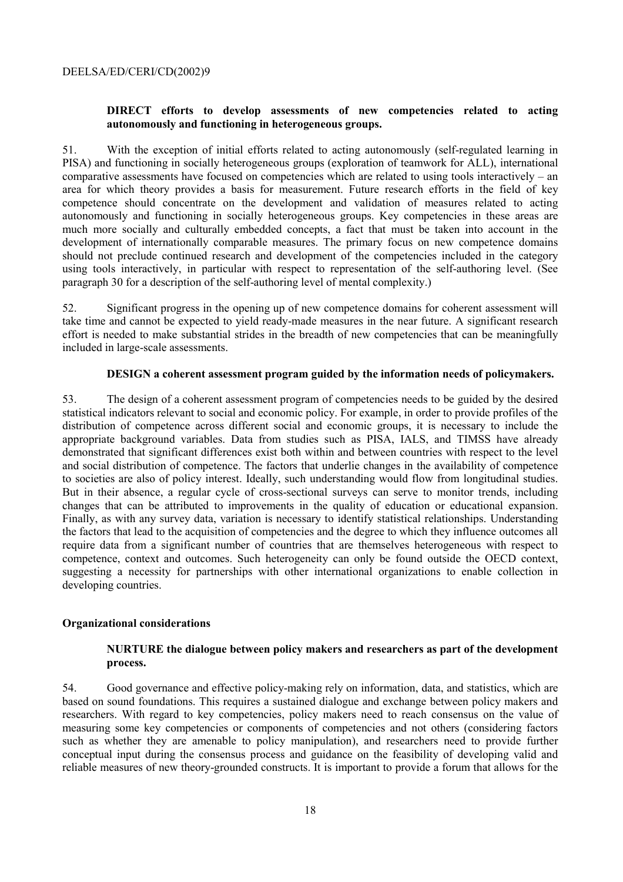**DIRECT efforts to develop assessments of new competencies related to acting autonomously and functioning in heterogeneous groups.**

51. With the exception of initial efforts related to acting autonomously (self-regulated learning in PISA) and functioning in socially heterogeneous groups (exploration of teamwork for ALL), international comparative assessments have focused on competencies which are related to using tools interactively – an area for which theory provides a basis for measurement. Future research efforts in the field of key competence should concentrate on the development and validation of measures related to acting autonomously and functioning in socially heterogeneous groups. Key competencies in these areas are much more socially and culturally embedded concepts, a fact that must be taken into account in the development of internationally comparable measures. The primary focus on new competence domains should not preclude continued research and development of the competencies included in the category using tools interactively, in particular with respect to representation of the self-authoring level. (See paragraph 30 for a description of the self-authoring level of mental complexity.)

52. Significant progress in the opening up of new competence domains for coherent assessment will take time and cannot be expected to yield ready-made measures in the near future. A significant research effort is needed to make substantial strides in the breadth of new competencies that can be meaningfully included in large-scale assessments.

**DESIGN a coherent assessment program guided by the information needs of policymakers.**

53. The design of a coherent assessment program of competencies needs to be guided by the desired statistical indicators relevant to social and economic policy. For example, in order to provide profiles of the distribution of competence across different social and economic groups, it is necessary to include the appropriate background variables. Data from studies such as PISA, IALS, and TIMSS have already demonstrated that significant differences exist both within and between countries with respect to the level and social distribution of competence. The factors that underlie changes in the availability of competence to societies are also of policy interest. Ideally, such understanding would flow from longitudinal studies. But in their absence, a regular cycle of cross-sectional surveys can serve to monitor trends, including changes that can be attributed to improvements in the quality of education or educational expansion. Finally, as with any survey data, variation is necessary to identify statistical relationships. Understanding the factors that lead to the acquisition of competencies and the degree to which they influence outcomes all require data from a significant number of countries that are themselves heterogeneous with respect to competence, context and outcomes. Such heterogeneity can only be found outside the OECD context, suggesting a necessity for partnerships with other international organizations to enable collection in developing countries.

### Organizational considerations

**NURTURE the dialogue between policy makers and researchers as part of the development process.**

54. Good governance and effective policy-making rely on information, data, and statistics, which are based on sound foundations. This requires a sustained dialogue and exchange between policy makers and researchers. With regard to key competencies, policy makers need to reach consensus on the value of measuring some key competencies or components of competencies and not others (considering factors such as whether they are amenable to policy manipulation), and researchers need to provide further conceptual input during the consensus process and guidance on the feasibility of developing valid and reliable measures of new theory-grounded constructs. It is important to provide a forum that allows for the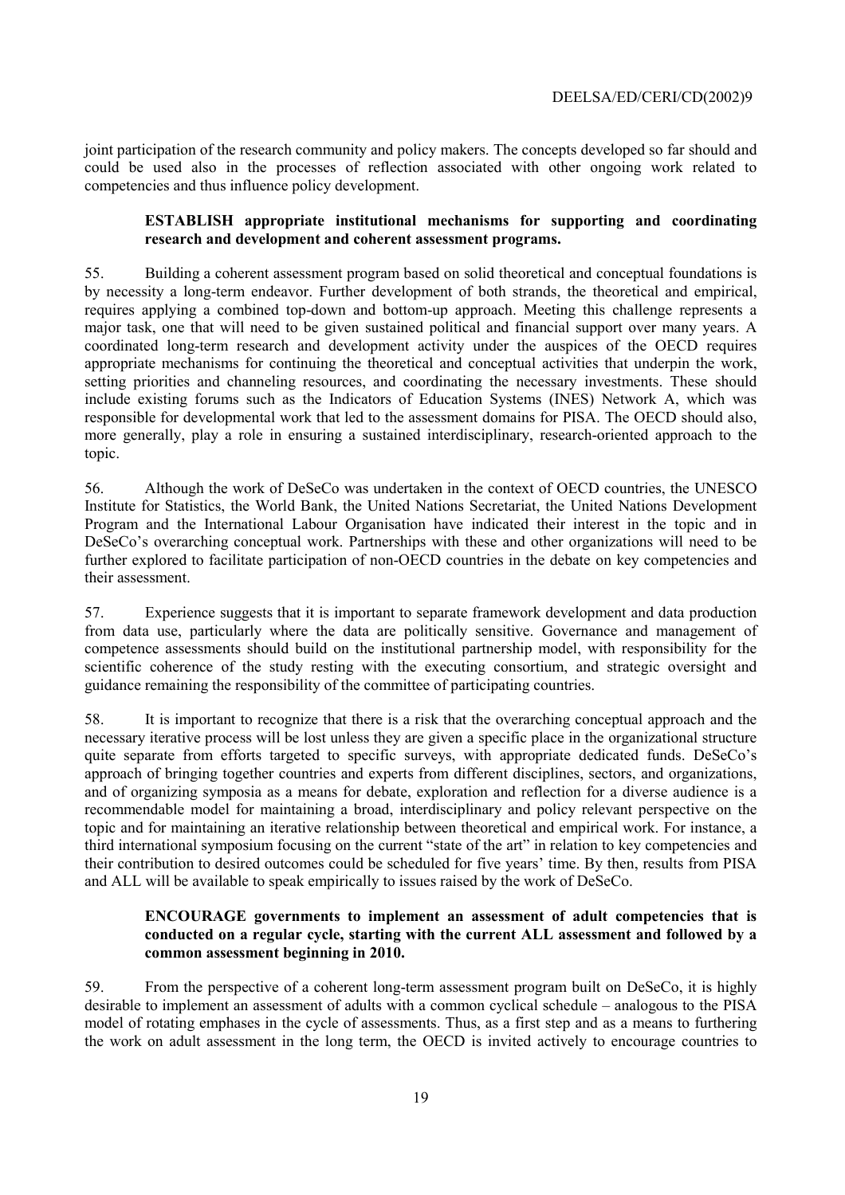joint participation of the research community and policy makers. The concepts developed so far should and could be used also in the processes of reflection associated with other ongoing work related to competencies and thus influence policy development.

> **ESTABLISH appropriate institutional mechanisms for supporting and coordinating research and development and coherent assessment programs.**

55. Building a coherent assessment program based on solid theoretical and conceptual foundations is by necessity a long-term endeavor. Further development of both strands, the theoretical and empirical, requires applying a combined top-down and bottom-up approach. Meeting this challenge represents a major task, one that will need to be given sustained political and financial support over many years. A coordinated long-term research and development activity under the auspices of the OECD requires appropriate mechanisms for continuing the theoretical and conceptual activities that underpin the work, setting priorities and channeling resources, and coordinating the necessary investments. These should include existing forums such as the Indicators of Education Systems (INES) Network A, which was responsible for developmental work that led to the assessment domains for PISA. The OECD should also, more generally, play a role in ensuring a sustained interdisciplinary, research-oriented approach to the topic.

56. Although the work of DeSeCo was undertaken in the context of OECD countries, the UNESCO Institute for Statistics, the World Bank, the United Nations Secretariat, the United Nations Development Program and the International Labour Organisation have indicated their interest in the topic and in DeSeCo's overarching conceptual work. Partnerships with these and other organizations will need to be further explored to facilitate participation of non-OECD countries in the debate on key competencies and their assessment.

57. Experience suggests that it is important to separate framework development and data production from data use, particularly where the data are politically sensitive. Governance and management of competence assessments should build on the institutional partnership model, with responsibility for the scientific coherence of the study resting with the executing consortium, and strategic oversight and guidance remaining the responsibility of the committee of participating countries.

58. It is important to recognize that there is a risk that the overarching conceptual approach and the necessary iterative process will be lost unless they are given a specific place in the organizational structure quite separate from efforts targeted to specific surveys, with appropriate dedicated funds. DeSeCo's approach of bringing together countries and experts from different disciplines, sectors, and organizations, and of organizing symposia as a means for debate, exploration and reflection for a diverse audience is a recommendable model for maintaining a broad, interdisciplinary and policy relevant perspective on the topic and for maintaining an iterative relationship between theoretical and empirical work. For instance, a third international symposium focusing on the current "state of the art" in relation to key competencies and their contribution to desired outcomes could be scheduled for five years' time. By then, results from PISA and ALL will be available to speak empirically to issues raised by the work of DeSeCo.

> **ENCOURAGE governments to implement an assessment of adult competencies that is conducted on a regular cycle, starting with the current ALL assessment and followed by a common assessment beginning in 2010.**

59. From the perspective of a coherent long-term assessment program built on DeSeCo, it is highly desirable to implement an assessment of adults with a common cyclical schedule – analogous to the PISA model of rotating emphases in the cycle of assessments. Thus, as a first step and as a means to furthering the work on adult assessment in the long term, the OECD is invited actively to encourage countries to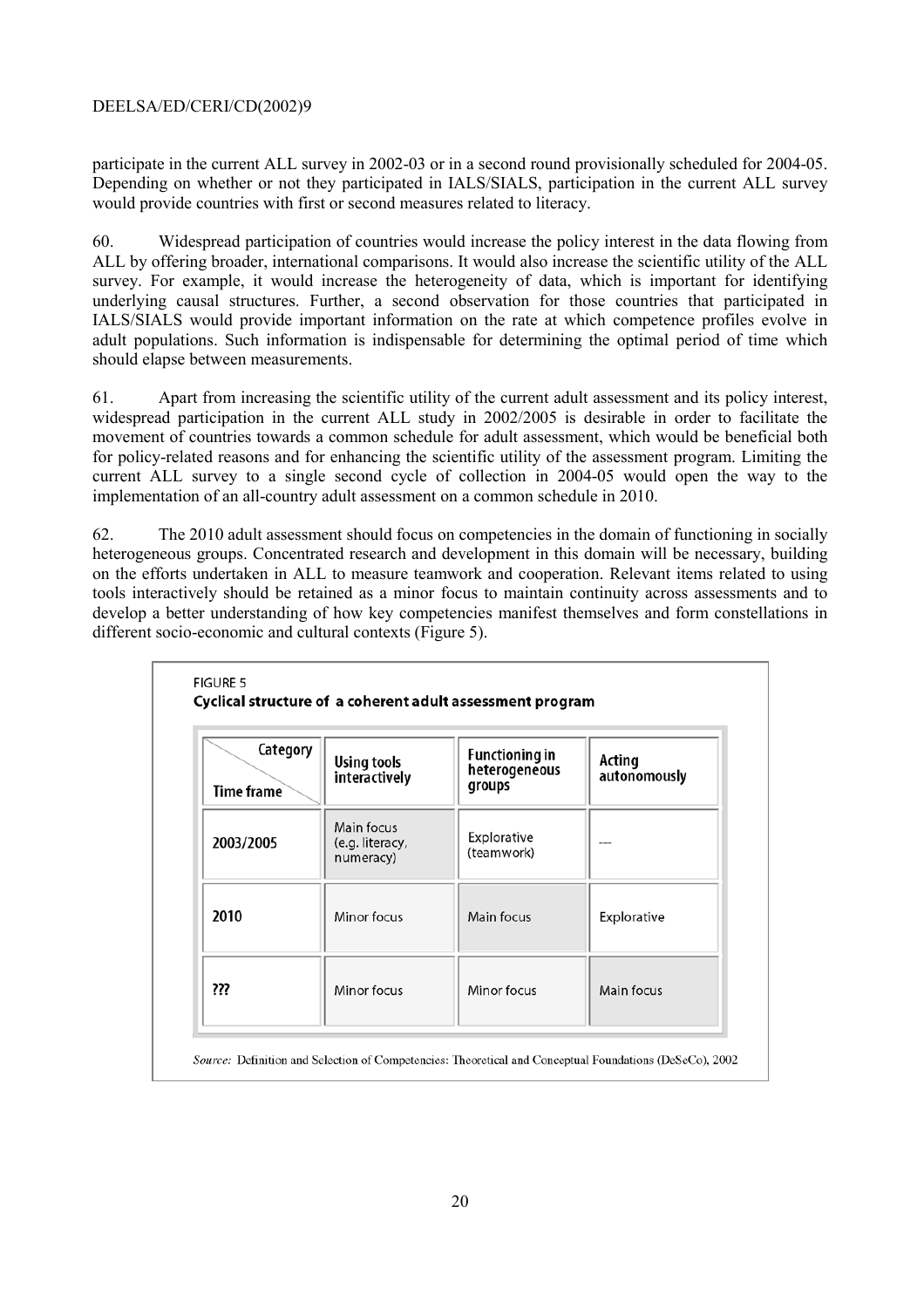participate in the current ALL survey in 2002-03 or in a second round provisionally scheduled for 2004-05. Depending on whether or not they participated in IALS/SIALS, participation in the current ALL survey would provide countries with first or second measures related to literacy.

60. Widespread participation of countries would increase the policy interest in the data flowing from ALL by offering broader, international comparisons. It would also increase the scientific utility of the ALL survey. For example, it would increase the heterogeneity of data, which is important for identifying underlying causal structures. Further, a second observation for those countries that participated in IALS/SIALS would provide important information on the rate at which competence profiles evolve in adult populations. Such information is indispensable for determining the optimal period of time which should elapse between measurements.

61. Apart from increasing the scientific utility of the current adult assessment and its policy interest, widespread participation in the current ALL study in 2002/2005 is desirable in order to facilitate the movement of countries towards a common schedule for adult assessment, which would be beneficial both for policy-related reasons and for enhancing the scientific utility of the assessment program. Limiting the current ALL survey to a single second cycle of collection in 2004-05 would open the way to the implementation of an all-country adult assessment on a common schedule in 2010.

62. The 2010 adult assessment should focus on competencies in the domain of functioning in socially heterogeneous groups. Concentrated research and development in this domain will be necessary, building on the efforts undertaken in ALL to measure teamwork and cooperation. Relevant items related to using tools interactively should be retained as a minor focus to maintain continuity across assessments and to develop a better understanding of how key competencies manifest themselves and form constellations in different socio-economic and cultural contexts (Figure 5).

FIGURE 5
**Cyclical structure of a coherent adult assessment program**

| Time frame / Category | Using tools interactively | Functioning in heterogeneous groups | Acting autonomously |
|---|---|---|---|
| 2003/2005 | Main focus (e.g. literacy, numeracy) | Explorative (teamwork) | --- |
| 2010 | Minor focus | Main focus | Explorative |
| ??? | Minor focus | Minor focus | Main focus |

*Source:* Definition and Selection of Competencies: Theoretical and Conceptual Foundations (DeSeCo), 2002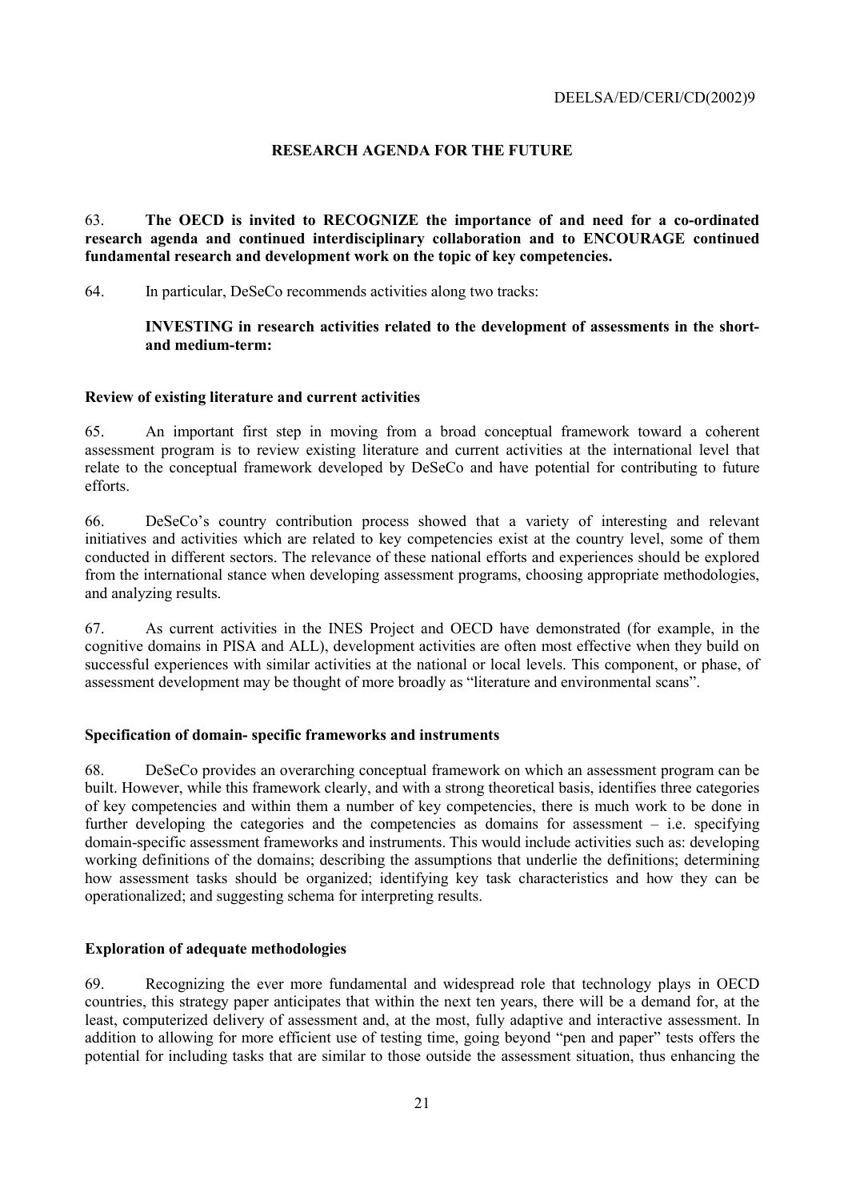## RESEARCH AGENDA FOR THE FUTURE

63. **The OECD is invited to RECOGNIZE the importance of and need for a co-ordinated research agenda and continued interdisciplinary collaboration and to ENCOURAGE continued fundamental research and development work on the topic of key competencies.**

64. In particular, DeSeCo recommends activities along two tracks:

**INVESTING in research activities related to the development of assessments in the short- and medium-term:**

### Review of existing literature and current activities

65. An important first step in moving from a broad conceptual framework toward a coherent assessment program is to review existing literature and current activities at the international level that relate to the conceptual framework developed by DeSeCo and have potential for contributing to future efforts.

66. DeSeCo's country contribution process showed that a variety of interesting and relevant initiatives and activities which are related to key competencies exist at the country level, some of them conducted in different sectors. The relevance of these national efforts and experiences should be explored from the international stance when developing assessment programs, choosing appropriate methodologies, and analyzing results.

67. As current activities in the INES Project and OECD have demonstrated (for example, in the cognitive domains in PISA and ALL), development activities are often most effective when they build on successful experiences with similar activities at the national or local levels. This component, or phase, of assessment development may be thought of more broadly as "literature and environmental scans".

### Specification of domain- specific frameworks and instruments

68. DeSeCo provides an overarching conceptual framework on which an assessment program can be built. However, while this framework clearly, and with a strong theoretical basis, identifies three categories of key competencies and within them a number of key competencies, there is much work to be done in further developing the categories and the competencies as domains for assessment – i.e. specifying domain-specific assessment frameworks and instruments. This would include activities such as: developing working definitions of the domains; describing the assumptions that underlie the definitions; determining how assessment tasks should be organized; identifying key task characteristics and how they can be operationalized; and suggesting schema for interpreting results.

### Exploration of adequate methodologies

69. Recognizing the ever more fundamental and widespread role that technology plays in OECD countries, this strategy paper anticipates that within the next ten years, there will be a demand for, at the least, computerized delivery of assessment and, at the most, fully adaptive and interactive assessment. In addition to allowing for more efficient use of testing time, going beyond "pen and paper" tests offers the potential for including tasks that are similar to those outside the assessment situation, thus enhancing the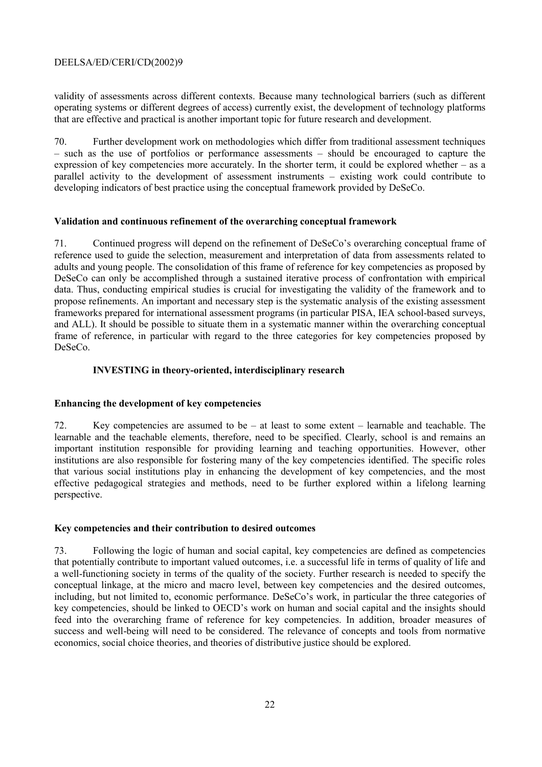validity of assessments across different contexts. Because many technological barriers (such as different operating systems or different degrees of access) currently exist, the development of technology platforms that are effective and practical is another important topic for future research and development.

70. Further development work on methodologies which differ from traditional assessment techniques – such as the use of portfolios or performance assessments – should be encouraged to capture the expression of key competencies more accurately. In the shorter term, it could be explored whether – as a parallel activity to the development of assessment instruments – existing work could contribute to developing indicators of best practice using the conceptual framework provided by DeSeCo.

**Validation and continuous refinement of the overarching conceptual framework**

71. Continued progress will depend on the refinement of DeSeCo's overarching conceptual frame of reference used to guide the selection, measurement and interpretation of data from assessments related to adults and young people. The consolidation of this frame of reference for key competencies as proposed by DeSeCo can only be accomplished through a sustained iterative process of confrontation with empirical data. Thus, conducting empirical studies is crucial for investigating the validity of the framework and to propose refinements. An important and necessary step is the systematic analysis of the existing assessment frameworks prepared for international assessment programs (in particular PISA, IEA school-based surveys, and ALL). It should be possible to situate them in a systematic manner within the overarching conceptual frame of reference, in particular with regard to the three categories for key competencies proposed by DeSeCo.

### INVESTING in theory-oriented, interdisciplinary research

**Enhancing the development of key competencies**

72. Key competencies are assumed to be – at least to some extent – learnable and teachable. The learnable and the teachable elements, therefore, need to be specified. Clearly, school is and remains an important institution responsible for providing learning and teaching opportunities. However, other institutions are also responsible for fostering many of the key competencies identified. The specific roles that various social institutions play in enhancing the development of key competencies, and the most effective pedagogical strategies and methods, need to be further explored within a lifelong learning perspective.

**Key competencies and their contribution to desired outcomes**

73. Following the logic of human and social capital, key competencies are defined as competencies that potentially contribute to important valued outcomes, i.e. a successful life in terms of quality of life and a well-functioning society in terms of the quality of the society. Further research is needed to specify the conceptual linkage, at the micro and macro level, between key competencies and the desired outcomes, including, but not limited to, economic performance. DeSeCo's work, in particular the three categories of key competencies, should be linked to OECD's work on human and social capital and the insights should feed into the overarching frame of reference for key competencies. In addition, broader measures of success and well-being will need to be considered. The relevance of concepts and tools from normative economics, social choice theories, and theories of distributive justice should be explored.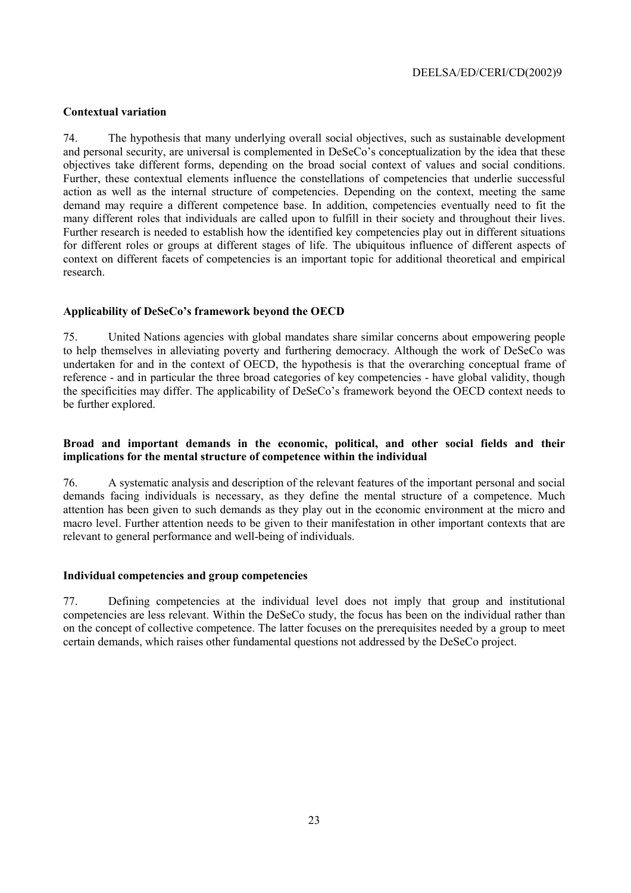**Contextual variation**

74. The hypothesis that many underlying overall social objectives, such as sustainable development and personal security, are universal is complemented in DeSeCo's conceptualization by the idea that these objectives take different forms, depending on the broad social context of values and social conditions. Further, these contextual elements influence the constellations of competencies that underlie successful action as well as the internal structure of competencies. Depending on the context, meeting the same demand may require a different competence base. In addition, competencies eventually need to fit the many different roles that individuals are called upon to fulfill in their society and throughout their lives. Further research is needed to establish how the identified key competencies play out in different situations for different roles or groups at different stages of life. The ubiquitous influence of different aspects of context on different facets of competencies is an important topic for additional theoretical and empirical research.

**Applicability of DeSeCo's framework beyond the OECD**

75. United Nations agencies with global mandates share similar concerns about empowering people to help themselves in alleviating poverty and furthering democracy. Although the work of DeSeCo was undertaken for and in the context of OECD, the hypothesis is that the overarching conceptual frame of reference - and in particular the three broad categories of key competencies - have global validity, though the specificities may differ. The applicability of DeSeCo's framework beyond the OECD context needs to be further explored.

**Broad and important demands in the economic, political, and other social fields and their implications for the mental structure of competence within the individual**

76. A systematic analysis and description of the relevant features of the important personal and social demands facing individuals is necessary, as they define the mental structure of a competence. Much attention has been given to such demands as they play out in the economic environment at the micro and macro level. Further attention needs to be given to their manifestation in other important contexts that are relevant to general performance and well-being of individuals.

**Individual competencies and group competencies**

77. Defining competencies at the individual level does not imply that group and institutional competencies are less relevant. Within the DeSeCo study, the focus has been on the individual rather than on the concept of collective competence. The latter focuses on the prerequisites needed by a group to meet certain demands, which raises other fundamental questions not addressed by the DeSeCo project.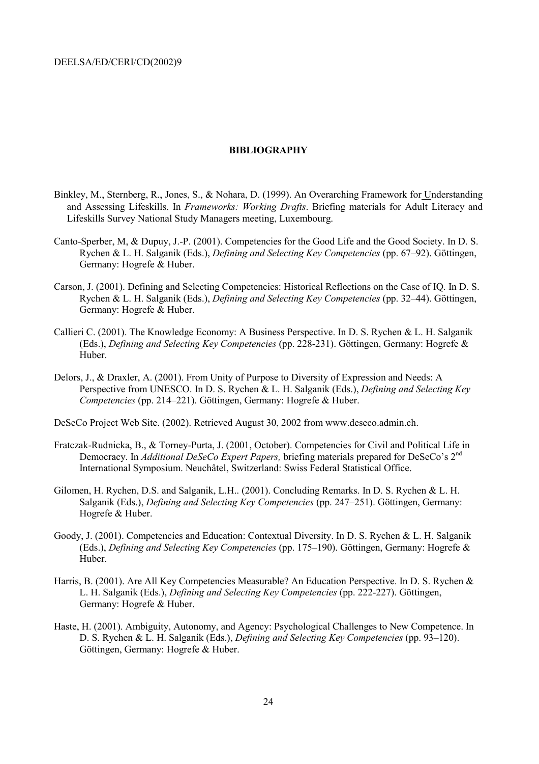## BIBLIOGRAPHY

Binkley, M., Sternberg, R., Jones, S., & Nohara, D. (1999). An Overarching Framework for Understanding and Assessing Lifeskills. In *Frameworks: Working Drafts*. Briefing materials for Adult Literacy and Lifeskills Survey National Study Managers meeting, Luxembourg.

Canto-Sperber, M, & Dupuy, J.-P. (2001). Competencies for the Good Life and the Good Society. In D. S. Rychen & L. H. Salganik (Eds.), *Defining and Selecting Key Competencies* (pp. 67–92). Göttingen, Germany: Hogrefe & Huber.

Carson, J. (2001). Defining and Selecting Competencies: Historical Reflections on the Case of IQ. In D. S. Rychen & L. H. Salganik (Eds.), *Defining and Selecting Key Competencies* (pp. 32–44). Göttingen, Germany: Hogrefe & Huber.

Callieri C. (2001). The Knowledge Economy: A Business Perspective. In D. S. Rychen & L. H. Salganik (Eds.), *Defining and Selecting Key Competencies* (pp. 228-231). Göttingen, Germany: Hogrefe & Huber.

Delors, J., & Draxler, A. (2001). From Unity of Purpose to Diversity of Expression and Needs: A Perspective from UNESCO. In D. S. Rychen & L. H. Salganik (Eds.), *Defining and Selecting Key Competencies* (pp. 214–221). Göttingen, Germany: Hogrefe & Huber.

DeSeCo Project Web Site. (2002). Retrieved August 30, 2002 from www.deseco.admin.ch.

Fratczak-Rudnicka, B., & Torney-Purta, J. (2001, October). Competencies for Civil and Political Life in Democracy. In *Additional DeSeCo Expert Papers,* briefing materials prepared for DeSeCo's 2nd International Symposium. Neuchâtel, Switzerland: Swiss Federal Statistical Office.

Gilomen, H. Rychen, D.S. and Salganik, L.H.. (2001). Concluding Remarks. In D. S. Rychen & L. H. Salganik (Eds.), *Defining and Selecting Key Competencies* (pp. 247–251). Göttingen, Germany: Hogrefe & Huber.

Goody, J. (2001). Competencies and Education: Contextual Diversity. In D. S. Rychen & L. H. Salganik (Eds.), *Defining and Selecting Key Competencies* (pp. 175–190). Göttingen, Germany: Hogrefe & Huber.

Harris, B. (2001). Are All Key Competencies Measurable? An Education Perspective. In D. S. Rychen & L. H. Salganik (Eds.), *Defining and Selecting Key Competencies* (pp. 222-227). Göttingen, Germany: Hogrefe & Huber.

Haste, H. (2001). Ambiguity, Autonomy, and Agency: Psychological Challenges to New Competence. In D. S. Rychen & L. H. Salganik (Eds.), *Defining and Selecting Key Competencies* (pp. 93–120). Göttingen, Germany: Hogrefe & Huber.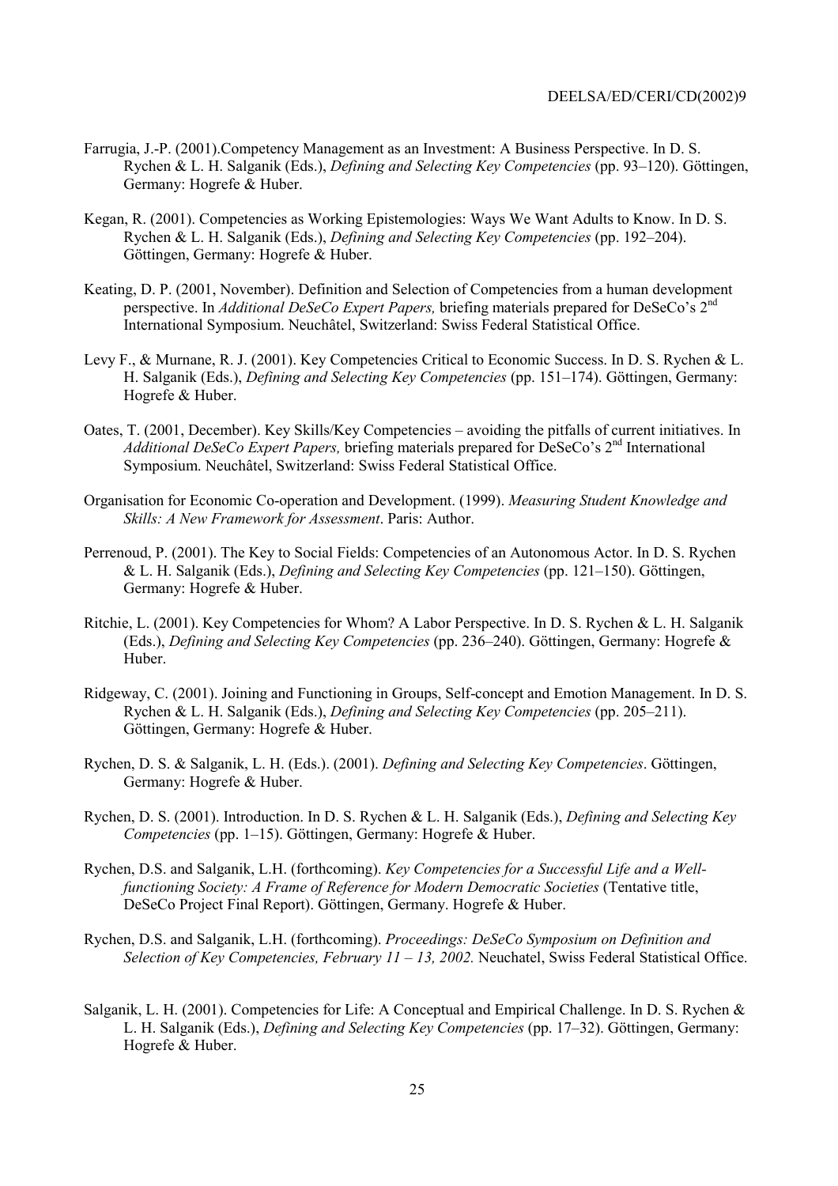Farrugia, J.-P. (2001).Competency Management as an Investment: A Business Perspective. In D. S. Rychen & L. H. Salganik (Eds.), *Defining and Selecting Key Competencies* (pp. 93–120). Göttingen, Germany: Hogrefe & Huber.

Kegan, R. (2001). Competencies as Working Epistemologies: Ways We Want Adults to Know. In D. S. Rychen & L. H. Salganik (Eds.), *Defining and Selecting Key Competencies* (pp. 192–204). Göttingen, Germany: Hogrefe & Huber.

Keating, D. P. (2001, November). Definition and Selection of Competencies from a human development perspective. In *Additional DeSeCo Expert Papers,* briefing materials prepared for DeSeCo's 2nd International Symposium. Neuchâtel, Switzerland: Swiss Federal Statistical Office.

Levy F., & Murnane, R. J. (2001). Key Competencies Critical to Economic Success. In D. S. Rychen & L. H. Salganik (Eds.), *Defining and Selecting Key Competencies* (pp. 151–174). Göttingen, Germany: Hogrefe & Huber.

Oates, T. (2001, December). Key Skills/Key Competencies – avoiding the pitfalls of current initiatives. In *Additional DeSeCo Expert Papers,* briefing materials prepared for DeSeCo's 2nd International Symposium. Neuchâtel, Switzerland: Swiss Federal Statistical Office.

Organisation for Economic Co-operation and Development. (1999). *Measuring Student Knowledge and Skills: A New Framework for Assessment*. Paris: Author.

Perrenoud, P. (2001). The Key to Social Fields: Competencies of an Autonomous Actor. In D. S. Rychen & L. H. Salganik (Eds.), *Defining and Selecting Key Competencies* (pp. 121–150). Göttingen, Germany: Hogrefe & Huber.

Ritchie, L. (2001). Key Competencies for Whom? A Labor Perspective. In D. S. Rychen & L. H. Salganik (Eds.), *Defining and Selecting Key Competencies* (pp. 236–240). Göttingen, Germany: Hogrefe & Huber.

Ridgeway, C. (2001). Joining and Functioning in Groups, Self-concept and Emotion Management. In D. S. Rychen & L. H. Salganik (Eds.), *Defining and Selecting Key Competencies* (pp. 205–211). Göttingen, Germany: Hogrefe & Huber.

Rychen, D. S. & Salganik, L. H. (Eds.). (2001). *Defining and Selecting Key Competencies*. Göttingen, Germany: Hogrefe & Huber.

Rychen, D. S. (2001). Introduction. In D. S. Rychen & L. H. Salganik (Eds.), *Defining and Selecting Key Competencies* (pp. 1–15). Göttingen, Germany: Hogrefe & Huber.

Rychen, D.S. and Salganik, L.H. (forthcoming). *Key Competencies for a Successful Life and a Well-functioning Society: A Frame of Reference for Modern Democratic Societies* (Tentative title, DeSeCo Project Final Report). Göttingen, Germany. Hogrefe & Huber.

Rychen, D.S. and Salganik, L.H. (forthcoming). *Proceedings: DeSeCo Symposium on Definition and Selection of Key Competencies, February 11 – 13, 2002.* Neuchatel, Swiss Federal Statistical Office.

Salganik, L. H. (2001). Competencies for Life: A Conceptual and Empirical Challenge. In D. S. Rychen & L. H. Salganik (Eds.), *Defining and Selecting Key Competencies* (pp. 17–32). Göttingen, Germany: Hogrefe & Huber.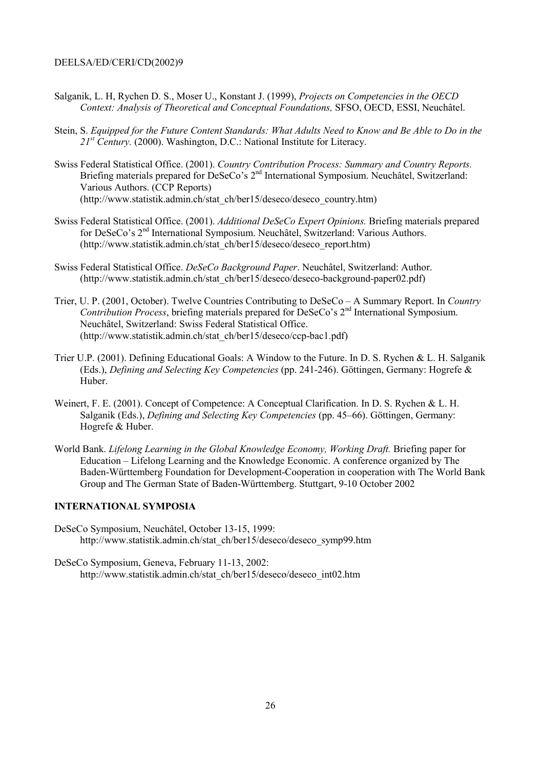Salganik, L. H, Rychen D. S., Moser U., Konstant J. (1999), *Projects on Competencies in the OECD Context: Analysis of Theoretical and Conceptual Foundations,* SFSO, OECD, ESSI, Neuchâtel.

Stein, S. *Equipped for the Future Content Standards: What Adults Need to Know and Be Able to Do in the 21st Century.* (2000). Washington, D.C.: National Institute for Literacy.

Swiss Federal Statistical Office. (2001). *Country Contribution Process: Summary and Country Reports.* Briefing materials prepared for DeSeCo's 2nd International Symposium. Neuchâtel, Switzerland: Various Authors. (CCP Reports) (http://www.statistik.admin.ch/stat_ch/ber15/deseco/deseco_country.htm)

Swiss Federal Statistical Office. (2001). *Additional DeSeCo Expert Opinions.* Briefing materials prepared for DeSeCo's 2nd International Symposium. Neuchâtel, Switzerland: Various Authors. (http://www.statistik.admin.ch/stat_ch/ber15/deseco/deseco_report.htm)

Swiss Federal Statistical Office. *DeSeCo Background Paper*. Neuchâtel, Switzerland: Author. (http://www.statistik.admin.ch/stat_ch/ber15/deseco/deseco-background-paper02.pdf)

Trier, U. P. (2001, October). Twelve Countries Contributing to DeSeCo – A Summary Report. In *Country Contribution Process*, briefing materials prepared for DeSeCo's 2nd International Symposium. Neuchâtel, Switzerland: Swiss Federal Statistical Office. (http://www.statistik.admin.ch/stat_ch/ber15/deseco/ccp-bac1.pdf)

Trier U.P. (2001). Defining Educational Goals: A Window to the Future. In D. S. Rychen & L. H. Salganik (Eds.), *Defining and Selecting Key Competencies* (pp. 241-246). Göttingen, Germany: Hogrefe & Huber.

Weinert, F. E. (2001). Concept of Competence: A Conceptual Clarification. In D. S. Rychen & L. H. Salganik (Eds.), *Defining and Selecting Key Competencies* (pp. 45–66). Göttingen, Germany: Hogrefe & Huber.

World Bank. *Lifelong Learning in the Global Knowledge Economy, Working Draft.* Briefing paper for Education – Lifelong Learning and the Knowledge Economic. A conference organized by The Baden-Württemberg Foundation for Development-Cooperation in cooperation with The World Bank Group and The German State of Baden-Württemberg. Stuttgart, 9-10 October 2002

**INTERNATIONAL SYMPOSIA**

DeSeCo Symposium, Neuchâtel, October 13-15, 1999: http://www.statistik.admin.ch/stat_ch/ber15/deseco/deseco_symp99.htm

DeSeCo Symposium, Geneva, February 11-13, 2002: http://www.statistik.admin.ch/stat_ch/ber15/deseco/deseco_int02.htm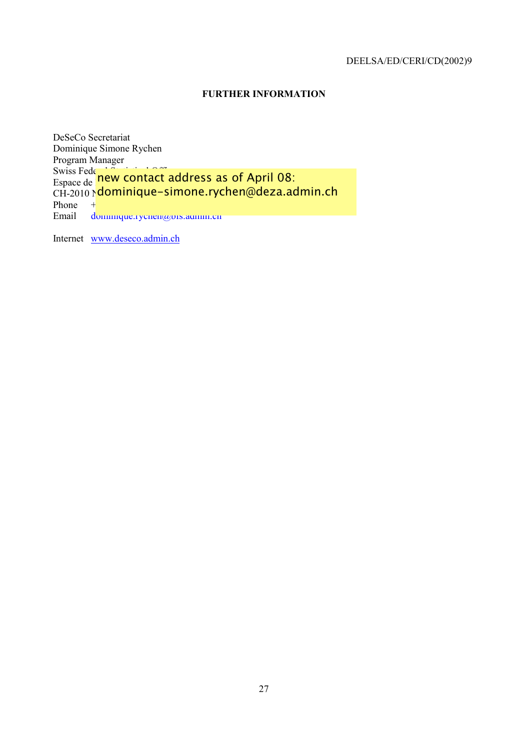## FURTHER INFORMATION

DeSeCo Secretariat
Dominique Simone Rychen
Program Manager
Swiss Fede
Espace de
CH-2010 N
Phone +
Email dominique.rychen@bfs.admin.ch

new contact address as of April 08:
dominique-simone.rychen@deza.admin.ch

Internet [www.deseco.admin.ch](http://www.deseco.admin.ch)